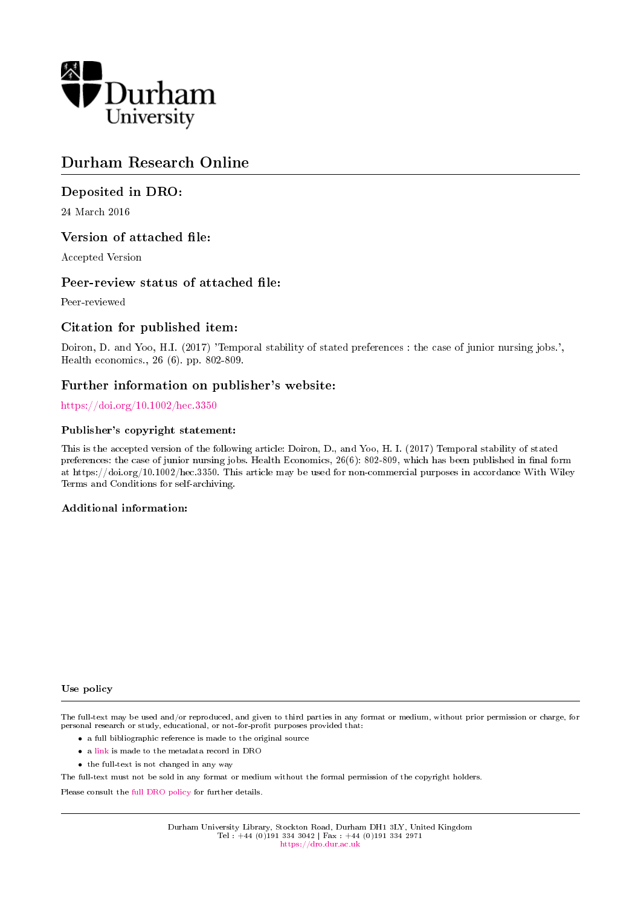Durham University

# Durham Research Online

## Deposited in DRO:

24 March 2016

## Version of attached file:

Accepted Version

## Peer-review status of attached file:

Peer-reviewed

## Citation for published item:

Doiron, D. and Yoo, H.I. (2017) 'Temporal stability of stated preferences : the case of junior nursing jobs.', Health economics., 26 (6). pp. 802-809.

## Further information on publisher's website:

https://doi.org/10.1002/hec.3350

### Publisher's copyright statement:

This is the accepted version of the following article: Doiron, D., and Yoo, H. I. (2017) Temporal stability of stated preferences: the case of junior nursing jobs. Health Economics, 26(6): 802-809, which has been published in final form at https://doi.org/10.1002/hec.3350. This article may be used for non-commercial purposes in accordance With Wiley Terms and Conditions for self-archiving.

### Additional information:

### Use policy

The full-text may be used and/or reproduced, and given to third parties in any format or medium, without prior permission or charge, for personal research or study, educational, or not-for-profit purposes provided that:

- a full bibliographic reference is made to the original source
- a link is made to the metadata record in DRO
- the full-text is not changed in any way

The full-text must not be sold in any format or medium without the formal permission of the copyright holders.

Please consult the full DRO policy for further details.

Durham University Library, Stockton Road, Durham DH1 3LY, United Kingdom
Tel : +44 (0)191 334 3042 | Fax : +44 (0)191 334 2971
https://dro.dur.ac.uk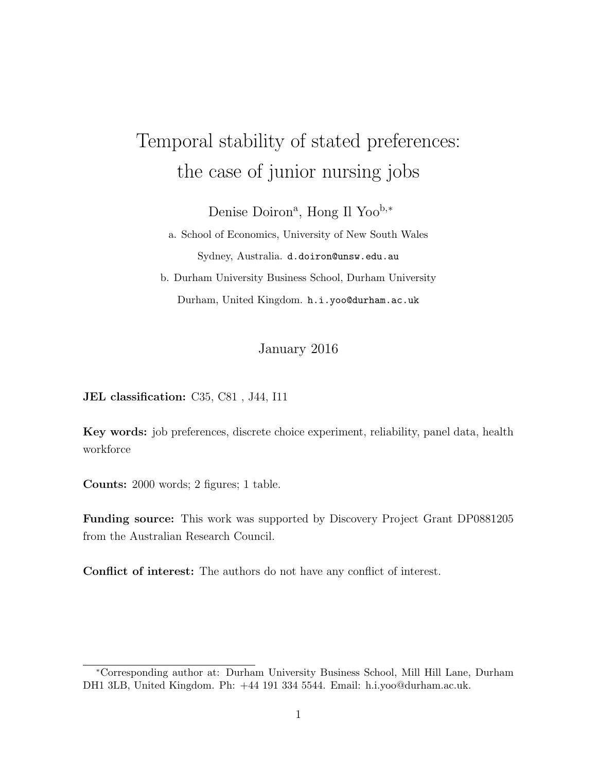# Temporal stability of stated preferences: the case of junior nursing jobs

Denise Doiron[a], Hong Il Yoo[b,*]

a. School of Economics, University of New South Wales

Sydney, Australia. d.doiron@unsw.edu.au

b. Durham University Business School, Durham University

Durham, United Kingdom. h.i.yoo@durham.ac.uk

January 2016

**JEL classification:** C35, C81 , J44, I11

**Key words:** job preferences, discrete choice experiment, reliability, panel data, health workforce

**Counts:** 2000 words; 2 figures; 1 table.

**Funding source:** This work was supported by Discovery Project Grant DP0881205 from the Australian Research Council.

**Conflict of interest:** The authors do not have any conflict of interest.

---

*Corresponding author at: Durham University Business School, Mill Hill Lane, Durham DH1 3LB, United Kingdom. Ph: +44 191 334 5544. Email: h.i.yoo@durham.ac.uk.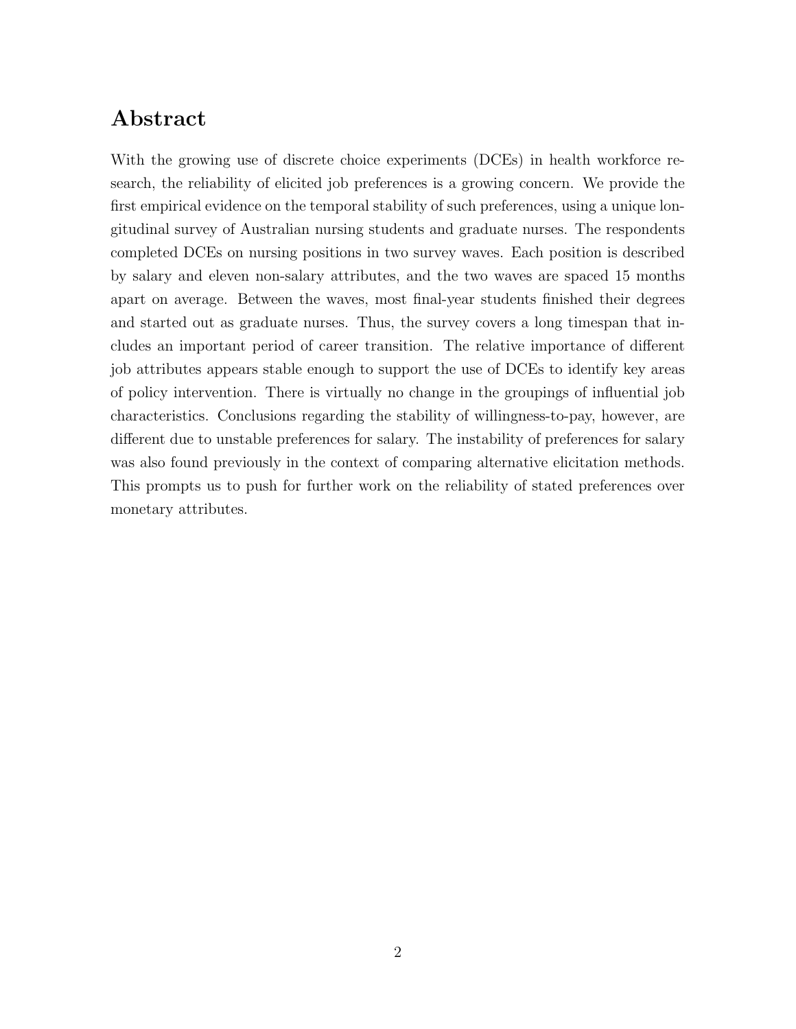## Abstract

With the growing use of discrete choice experiments (DCEs) in health workforce research, the reliability of elicited job preferences is a growing concern. We provide the first empirical evidence on the temporal stability of such preferences, using a unique longitudinal survey of Australian nursing students and graduate nurses. The respondents completed DCEs on nursing positions in two survey waves. Each position is described by salary and eleven non-salary attributes, and the two waves are spaced 15 months apart on average. Between the waves, most final-year students finished their degrees and started out as graduate nurses. Thus, the survey covers a long timespan that includes an important period of career transition. The relative importance of different job attributes appears stable enough to support the use of DCEs to identify key areas of policy intervention. There is virtually no change in the groupings of influential job characteristics. Conclusions regarding the stability of willingness-to-pay, however, are different due to unstable preferences for salary. The instability of preferences for salary was also found previously in the context of comparing alternative elicitation methods. This prompts us to push for further work on the reliability of stated preferences over monetary attributes.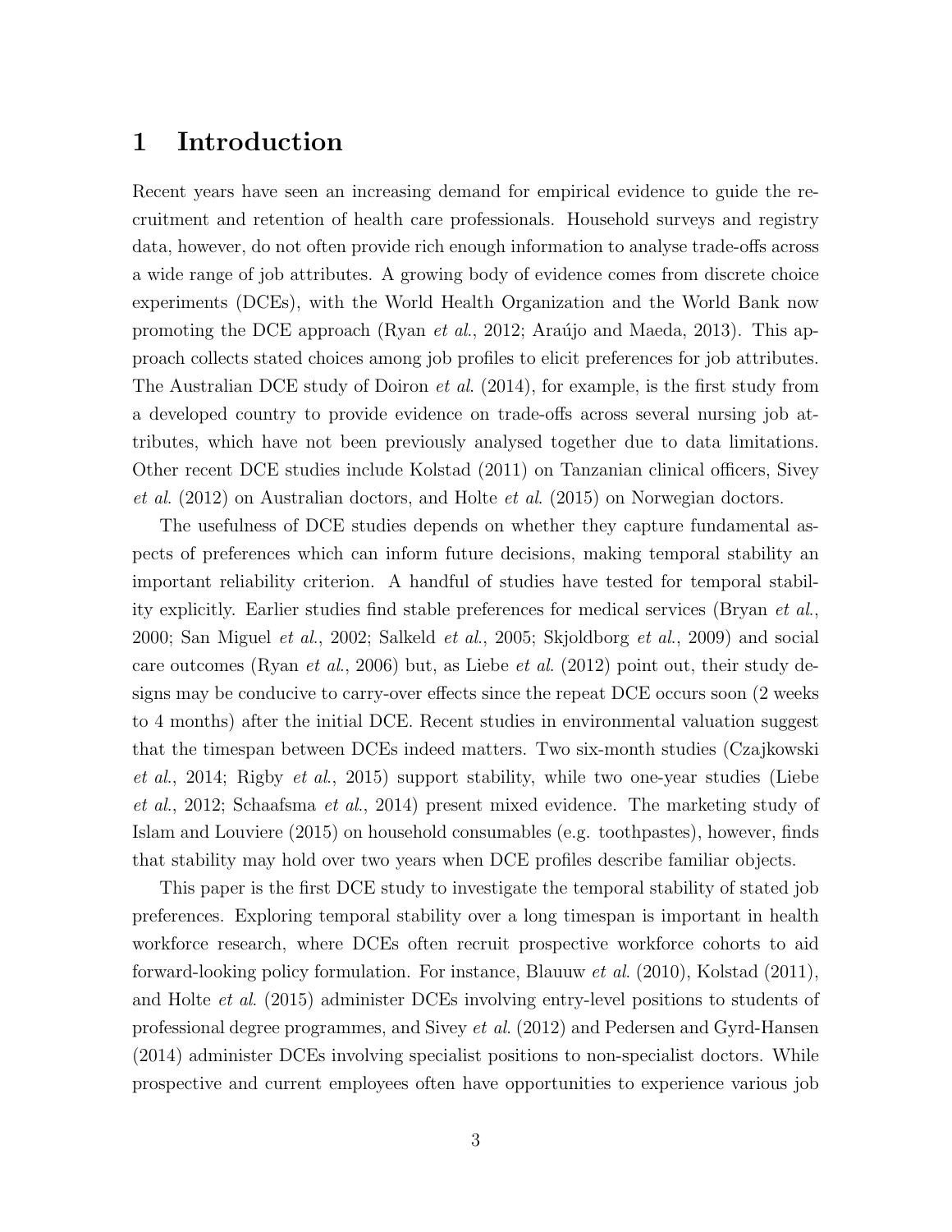# 1 Introduction

Recent years have seen an increasing demand for empirical evidence to guide the recruitment and retention of health care professionals. Household surveys and registry data, however, do not often provide rich enough information to analyse trade-offs across a wide range of job attributes. A growing body of evidence comes from discrete choice experiments (DCEs), with the World Health Organization and the World Bank now promoting the DCE approach (Ryan *et al.*, 2012; Araújo and Maeda, 2013). This approach collects stated choices among job profiles to elicit preferences for job attributes. The Australian DCE study of Doiron *et al.* (2014), for example, is the first study from a developed country to provide evidence on trade-offs across several nursing job attributes, which have not been previously analysed together due to data limitations. Other recent DCE studies include Kolstad (2011) on Tanzanian clinical officers, Sivey *et al.* (2012) on Australian doctors, and Holte *et al.* (2015) on Norwegian doctors.

The usefulness of DCE studies depends on whether they capture fundamental aspects of preferences which can inform future decisions, making temporal stability an important reliability criterion. A handful of studies have tested for temporal stability explicitly. Earlier studies find stable preferences for medical services (Bryan *et al.*, 2000; San Miguel *et al.*, 2002; Salkeld *et al.*, 2005; Skjoldborg *et al.*, 2009) and social care outcomes (Ryan *et al.*, 2006) but, as Liebe *et al.* (2012) point out, their study designs may be conducive to carry-over effects since the repeat DCE occurs soon (2 weeks to 4 months) after the initial DCE. Recent studies in environmental valuation suggest that the timespan between DCEs indeed matters. Two six-month studies (Czajkowski *et al.*, 2014; Rigby *et al.*, 2015) support stability, while two one-year studies (Liebe *et al.*, 2012; Schaafsma *et al.*, 2014) present mixed evidence. The marketing study of Islam and Louviere (2015) on household consumables (e.g. toothpastes), however, finds that stability may hold over two years when DCE profiles describe familiar objects.

This paper is the first DCE study to investigate the temporal stability of stated job preferences. Exploring temporal stability over a long timespan is important in health workforce research, where DCEs often recruit prospective workforce cohorts to aid forward-looking policy formulation. For instance, Blaauw *et al.* (2010), Kolstad (2011), and Holte *et al.* (2015) administer DCEs involving entry-level positions to students of professional degree programmes, and Sivey *et al.* (2012) and Pedersen and Gyrd-Hansen (2014) administer DCEs involving specialist positions to non-specialist doctors. While prospective and current employees often have opportunities to experience various job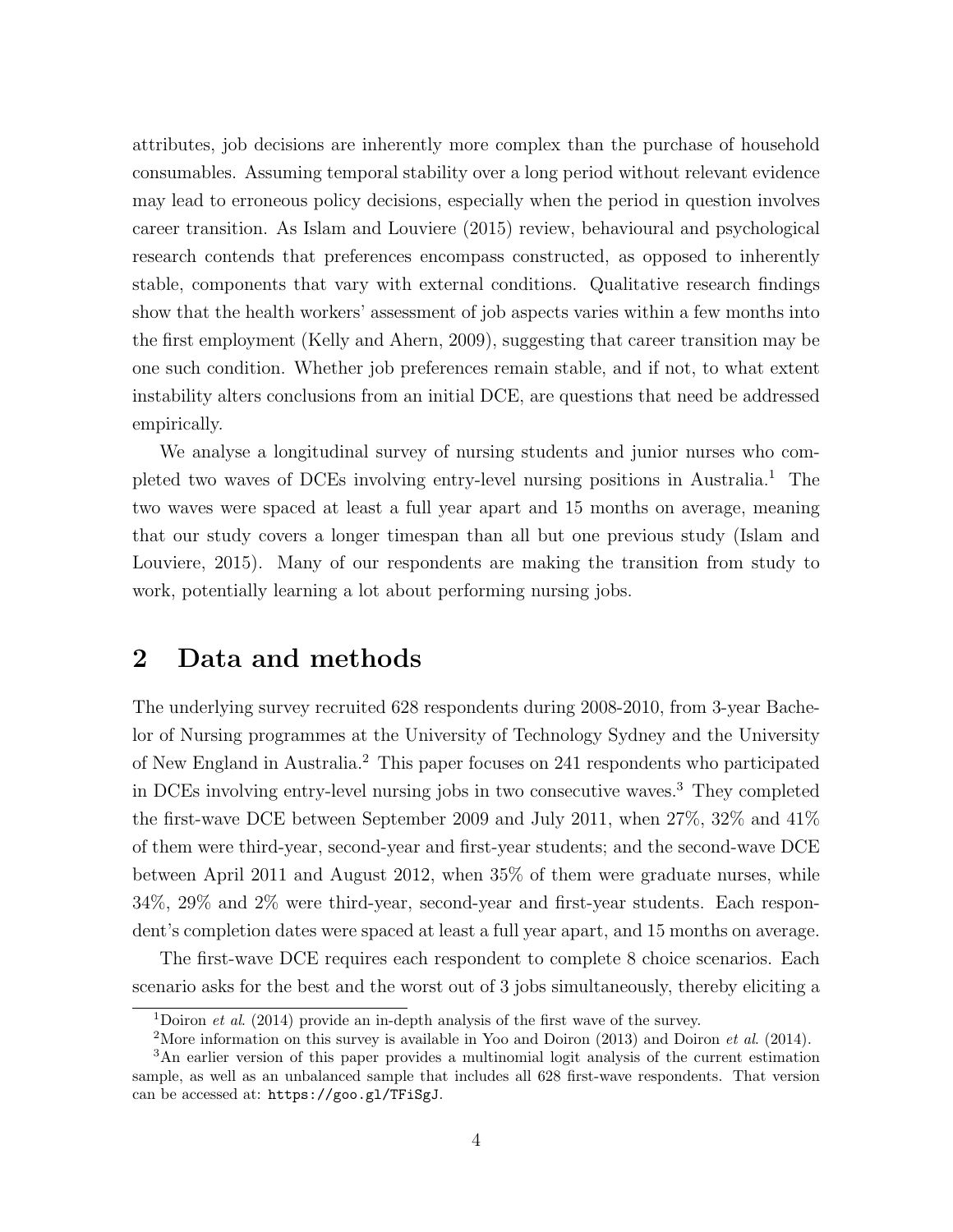attributes, job decisions are inherently more complex than the purchase of household consumables. Assuming temporal stability over a long period without relevant evidence may lead to erroneous policy decisions, especially when the period in question involves career transition. As Islam and Louviere (2015) review, behavioural and psychological research contends that preferences encompass constructed, as opposed to inherently stable, components that vary with external conditions. Qualitative research findings show that the health workers' assessment of job aspects varies within a few months into the first employment (Kelly and Ahern, 2009), suggesting that career transition may be one such condition. Whether job preferences remain stable, and if not, to what extent instability alters conclusions from an initial DCE, are questions that need be addressed empirically.

We analyse a longitudinal survey of nursing students and junior nurses who completed two waves of DCEs involving entry-level nursing positions in Australia.[1] The two waves were spaced at least a full year apart and 15 months on average, meaning that our study covers a longer timespan than all but one previous study (Islam and Louviere, 2015). Many of our respondents are making the transition from study to work, potentially learning a lot about performing nursing jobs.

## 2 Data and methods

The underlying survey recruited 628 respondents during 2008-2010, from 3-year Bachelor of Nursing programmes at the University of Technology Sydney and the University of New England in Australia.[2] This paper focuses on 241 respondents who participated in DCEs involving entry-level nursing jobs in two consecutive waves.[3] They completed the first-wave DCE between September 2009 and July 2011, when 27%, 32% and 41% of them were third-year, second-year and first-year students; and the second-wave DCE between April 2011 and August 2012, when 35% of them were graduate nurses, while 34%, 29% and 2% were third-year, second-year and first-year students. Each respondent's completion dates were spaced at least a full year apart, and 15 months on average.

The first-wave DCE requires each respondent to complete 8 choice scenarios. Each scenario asks for the best and the worst out of 3 jobs simultaneously, thereby eliciting a

---

[1] Doiron *et al.* (2014) provide an in-depth analysis of the first wave of the survey.

[2] More information on this survey is available in Yoo and Doiron (2013) and Doiron *et al.* (2014).

[3] An earlier version of this paper provides a multinomial logit analysis of the current estimation sample, as well as an unbalanced sample that includes all 628 first-wave respondents. That version can be accessed at: `https://goo.gl/TFiSgJ`.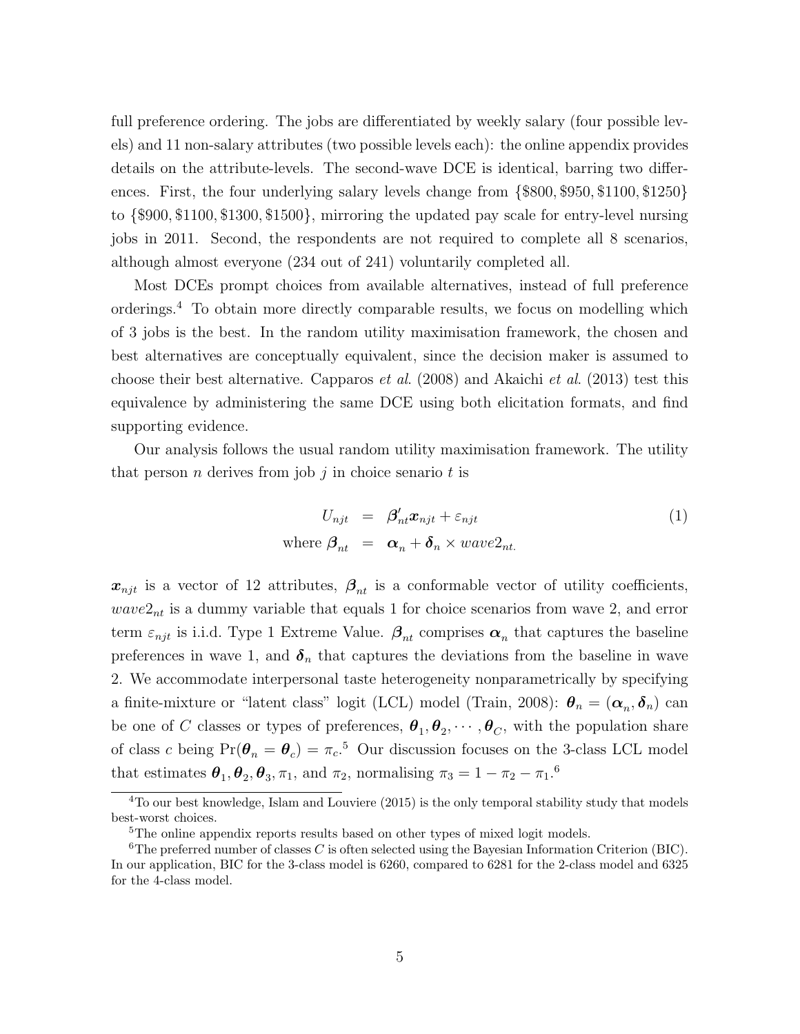full preference ordering. The jobs are differentiated by weekly salary (four possible levels) and 11 non-salary attributes (two possible levels each): the online appendix provides details on the attribute-levels. The second-wave DCE is identical, barring two differences. First, the four underlying salary levels change from $\{\$800, \$950, \$1100, \$1250\}$ to $\{\$900, \$1100, \$1300, \$1500\}$, mirroring the updated pay scale for entry-level nursing jobs in 2011. Second, the respondents are not required to complete all 8 scenarios, although almost everyone (234 out of 241) voluntarily completed all.

Most DCEs prompt choices from available alternatives, instead of full preference orderings.[4] To obtain more directly comparable results, we focus on modelling which of 3 jobs is the best. In the random utility maximisation framework, the chosen and best alternatives are conceptually equivalent, since the decision maker is assumed to choose their best alternative. Capparos *et al*. (2008) and Akaichi *et al*. (2013) test this equivalence by administering the same DCE using both elicitation formats, and find supporting evidence.

Our analysis follows the usual random utility maximisation framework. The utility that person $n$ derives from job $j$ in choice senario $t$ is

$$
\begin{aligned}
U_{njt} &= \boldsymbol{\beta}_{nt}' \boldsymbol{x}_{njt} + \varepsilon_{njt} \\
\text{where } \boldsymbol{\beta}_{nt} &= \boldsymbol{\alpha}_n + \boldsymbol{\delta}_n \times wave2_{nt.}
\end{aligned}
\tag{1}
$$

$\boldsymbol{x}_{njt}$ is a vector of 12 attributes, $\boldsymbol{\beta}_{nt}$ is a conformable vector of utility coefficients, $wave2_{nt}$ is a dummy variable that equals 1 for choice scenarios from wave 2, and error term $\varepsilon_{njt}$ is i.i.d. Type 1 Extreme Value. $\boldsymbol{\beta}_{nt}$ comprises $\boldsymbol{\alpha}_n$ that captures the baseline preferences in wave 1, and $\boldsymbol{\delta}_n$ that captures the deviations from the baseline in wave 2. We accommodate interpersonal taste heterogeneity nonparametrically by specifying a finite-mixture or "latent class" logit (LCL) model (Train, 2008): $\boldsymbol{\theta}_n = (\boldsymbol{\alpha}_n, \boldsymbol{\delta}_n)$ can be one of $C$ classes or types of preferences, $\boldsymbol{\theta}_1, \boldsymbol{\theta}_2, \cdots, \boldsymbol{\theta}_C$, with the population share of class $c$ being $\Pr(\boldsymbol{\theta}_n = \boldsymbol{\theta}_c) = \pi_c$.[5] Our discussion focuses on the 3-class LCL model that estimates $\boldsymbol{\theta}_1, \boldsymbol{\theta}_2, \boldsymbol{\theta}_3, \pi_1$, and $\pi_2$, normalising $\pi_3 = 1 - \pi_2 - \pi_1$.[6]

[4] To our best knowledge, Islam and Louviere (2015) is the only temporal stability study that models best-worst choices.

[5] The online appendix reports results based on other types of mixed logit models.

[6] The preferred number of classes $C$ is often selected using the Bayesian Information Criterion (BIC). In our application, BIC for the 3-class model is 6260, compared to 6281 for the 2-class model and 6325 for the 4-class model.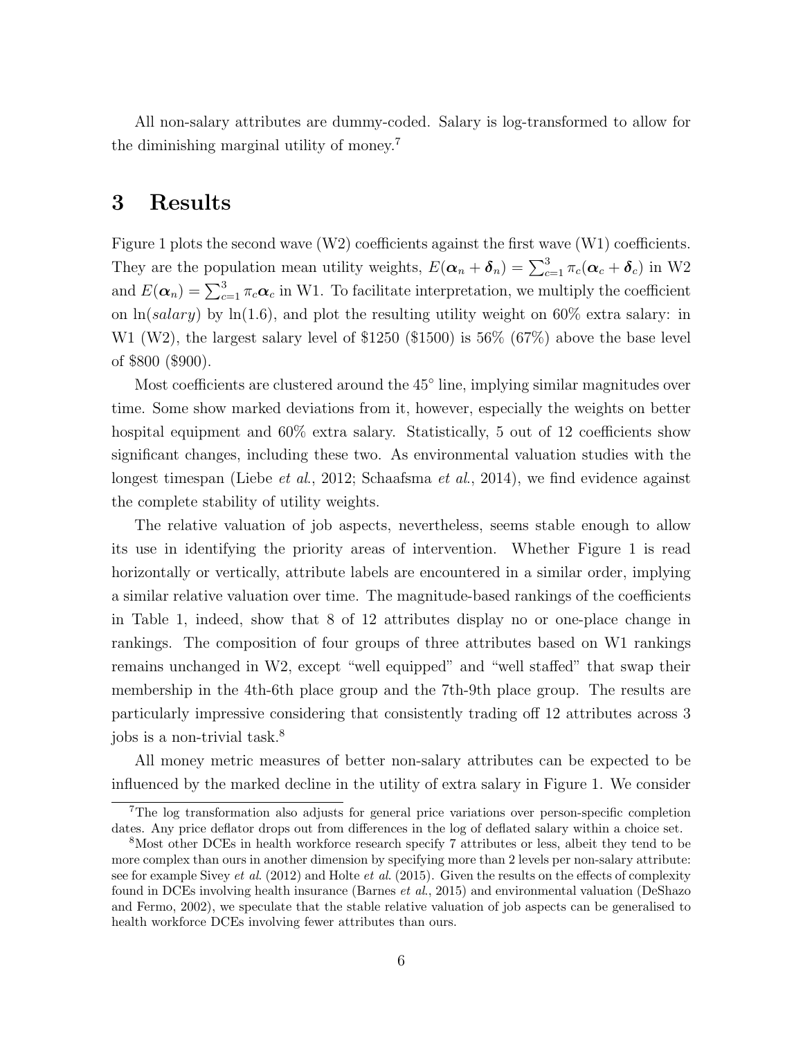All non-salary attributes are dummy-coded. Salary is log-transformed to allow for the diminishing marginal utility of money.[7]

# 3 Results

Figure 1 plots the second wave (W2) coefficients against the first wave (W1) coefficients. They are the population mean utility weights, $E(\boldsymbol{\alpha}_n + \boldsymbol{\delta}_n) = \sum_{c=1}^{3} \pi_c(\boldsymbol{\alpha}_c + \boldsymbol{\delta}_c)$ in W2 and $E(\boldsymbol{\alpha}_n) = \sum_{c=1}^{3} \pi_c \boldsymbol{\alpha}_c$ in W1. To facilitate interpretation, we multiply the coefficient on $\ln(salary)$ by $\ln(1.6)$, and plot the resulting utility weight on 60% extra salary: in W1 (W2), the largest salary level of \$1250 (\$1500) is 56% (67%) above the base level of \$800 (\$900).

Most coefficients are clustered around the 45° line, implying similar magnitudes over time. Some show marked deviations from it, however, especially the weights on better hospital equipment and 60% extra salary. Statistically, 5 out of 12 coefficients show significant changes, including these two. As environmental valuation studies with the longest timespan (Liebe *et al.*, 2012; Schaafsma *et al.*, 2014), we find evidence against the complete stability of utility weights.

The relative valuation of job aspects, nevertheless, seems stable enough to allow its use in identifying the priority areas of intervention. Whether Figure 1 is read horizontally or vertically, attribute labels are encountered in a similar order, implying a similar relative valuation over time. The magnitude-based rankings of the coefficients in Table 1, indeed, show that 8 of 12 attributes display no or one-place change in rankings. The composition of four groups of three attributes based on W1 rankings remains unchanged in W2, except "well equipped" and "well staffed" that swap their membership in the 4th-6th place group and the 7th-9th place group. The results are particularly impressive considering that consistently trading off 12 attributes across 3 jobs is a non-trivial task.[8]

All money metric measures of better non-salary attributes can be expected to be influenced by the marked decline in the utility of extra salary in Figure 1. We consider

[7] The log transformation also adjusts for general price variations over person-specific completion dates. Any price deflator drops out from differences in the log of deflated salary within a choice set.

[8] Most other DCEs in health workforce research specify 7 attributes or less, albeit they tend to be more complex than ours in another dimension by specifying more than 2 levels per non-salary attribute: see for example Sivey *et al.* (2012) and Holte *et al.* (2015). Given the results on the effects of complexity found in DCEs involving health insurance (Barnes *et al.*, 2015) and environmental valuation (DeShazo and Fermo, 2002), we speculate that the stable relative valuation of job aspects can be generalised to health workforce DCEs involving fewer attributes than ours.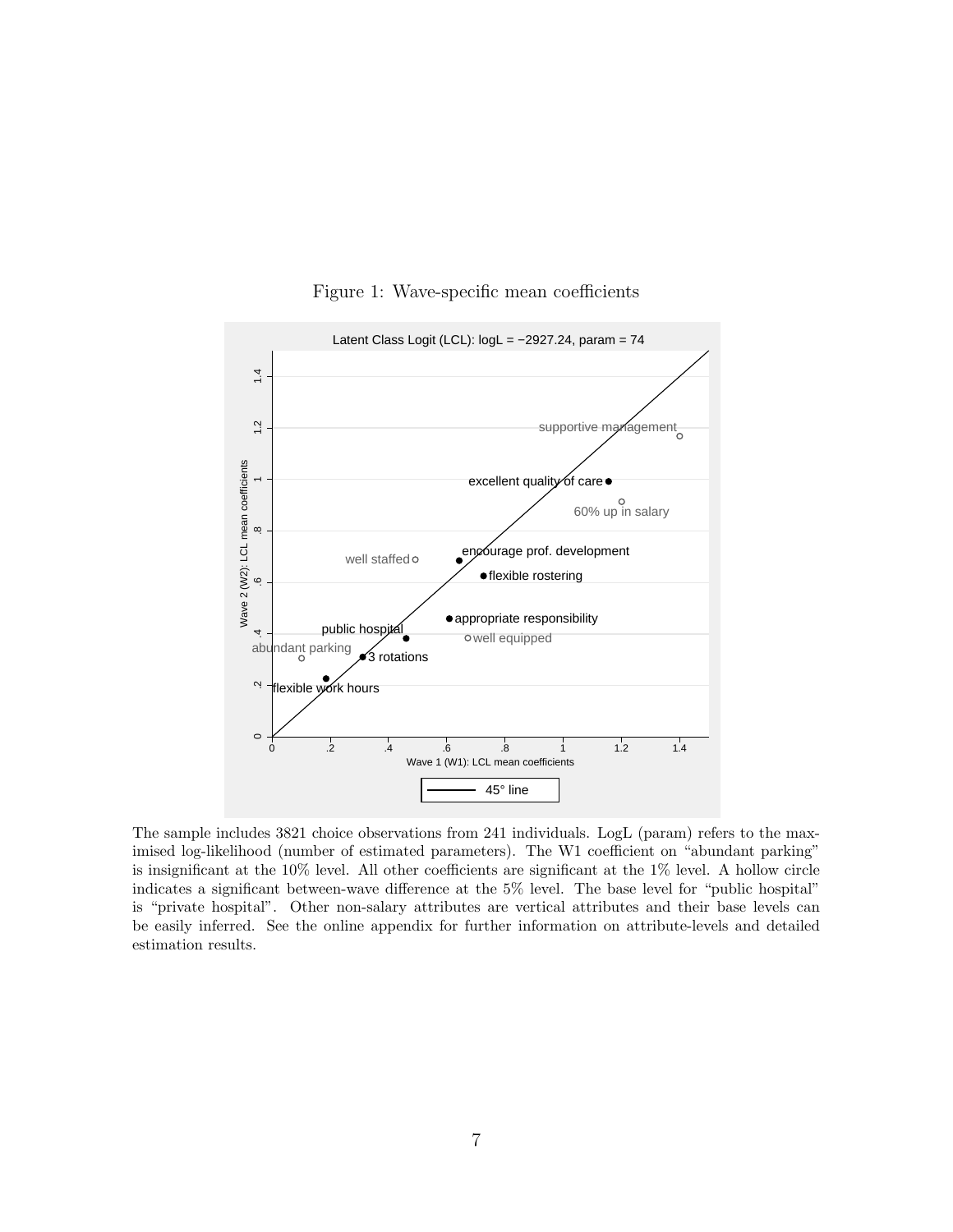Figure 1: Wave-specific mean coefficients

The sample includes 3821 choice observations from 241 individuals. LogL (param) refers to the maximised log-likelihood (number of estimated parameters). The W1 coefficient on "abundant parking" is insignificant at the 10% level. All other coefficients are significant at the 1% level. A hollow circle indicates a significant between-wave difference at the 5% level. The base level for "public hospital" is "private hospital". Other non-salary attributes are vertical attributes and their base levels can be easily inferred. See the online appendix for further information on attribute-levels and detailed estimation results.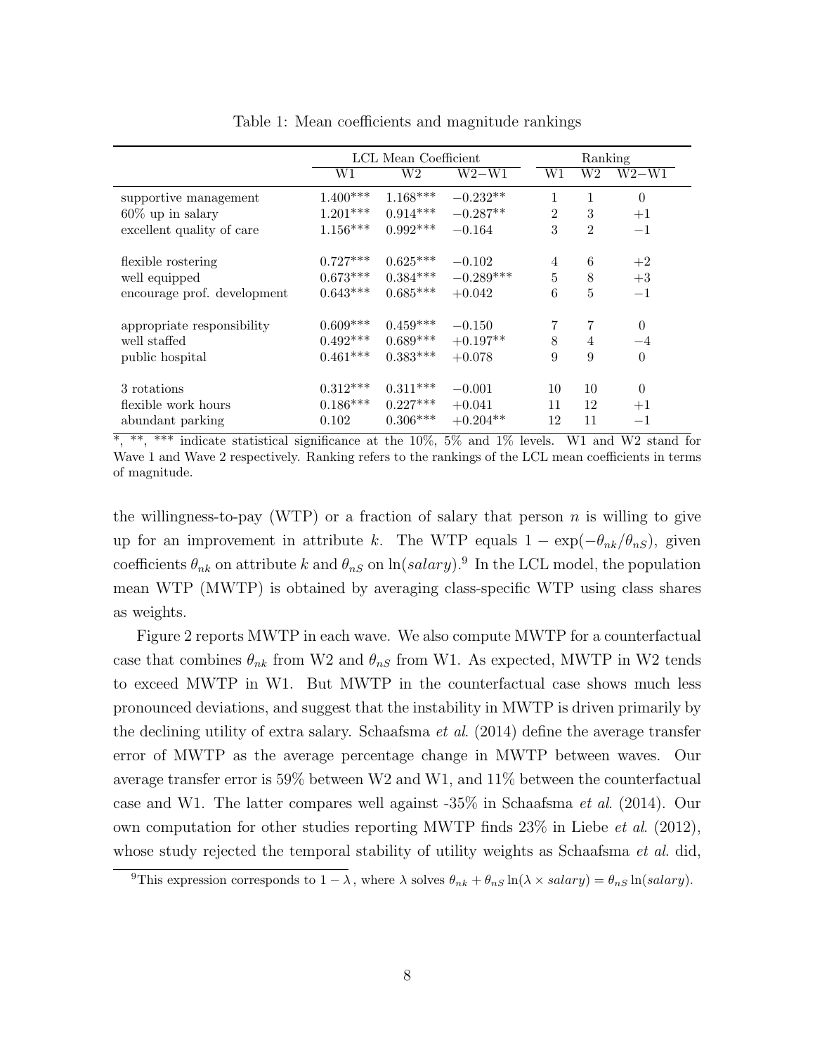Table 1: Mean coefficients and magnitude rankings

| | LCL Mean Coefficient | | | Ranking | | |
|---|---|---|---|---|---|---|
| | W1 | W2 | W2−W1 | W1 | W2 | W2−W1 |
| supportive management | 1.400*** | 1.168*** | −0.232** | 1 | 1 | 0 |
| 60% up in salary | 1.201*** | 0.914*** | −0.287** | 2 | 3 | +1 |
| excellent quality of care | 1.156*** | 0.992*** | −0.164 | 3 | 2 | −1 |
| flexible rostering | 0.727*** | 0.625*** | −0.102 | 4 | 6 | +2 |
| well equipped | 0.673*** | 0.384*** | −0.289*** | 5 | 8 | +3 |
| encourage prof. development | 0.643*** | 0.685*** | +0.042 | 6 | 5 | −1 |
| appropriate responsibility | 0.609*** | 0.459*** | −0.150 | 7 | 7 | 0 |
| well staffed | 0.492*** | 0.689*** | +0.197** | 8 | 4 | −4 |
| public hospital | 0.461*** | 0.383*** | +0.078 | 9 | 9 | 0 |
| 3 rotations | 0.312*** | 0.311*** | −0.001 | 10 | 10 | 0 |
| flexible work hours | 0.186*** | 0.227*** | +0.041 | 11 | 12 | +1 |
| abundant parking | 0.102 | 0.306*** | +0.204** | 12 | 11 | −1 |

*, **, *** indicate statistical significance at the 10%, 5% and 1% levels. W1 and W2 stand for Wave 1 and Wave 2 respectively. Ranking refers to the rankings of the LCL mean coefficients in terms of magnitude.

the willingness-to-pay (WTP) or a fraction of salary that person $n$ is willing to give up for an improvement in attribute $k$. The WTP equals $1 - \exp(-\theta_{nk}/\theta_{nS})$, given coefficients $\theta_{nk}$ on attribute $k$ and $\theta_{nS}$ on $\ln(salary)$.[9] In the LCL model, the population mean WTP (MWTP) is obtained by averaging class-specific WTP using class shares as weights.

Figure 2 reports MWTP in each wave. We also compute MWTP for a counterfactual case that combines $\theta_{nk}$ from W2 and $\theta_{nS}$ from W1. As expected, MWTP in W2 tends to exceed MWTP in W1. But MWTP in the counterfactual case shows much less pronounced deviations, and suggest that the instability in MWTP is driven primarily by the declining utility of extra salary. Schaafsma *et al*. (2014) define the average transfer error of MWTP as the average percentage change in MWTP between waves. Our average transfer error is 59% between W2 and W1, and 11% between the counterfactual case and W1. The latter compares well against -35% in Schaafsma *et al*. (2014). Our own computation for other studies reporting MWTP finds 23% in Liebe *et al*. (2012), whose study rejected the temporal stability of utility weights as Schaafsma *et al*. did,

[9]This expression corresponds to $1 - \lambda$, where $\lambda$ solves $\theta_{nk} + \theta_{nS} \ln(\lambda \times salary) = \theta_{nS} \ln(salary)$.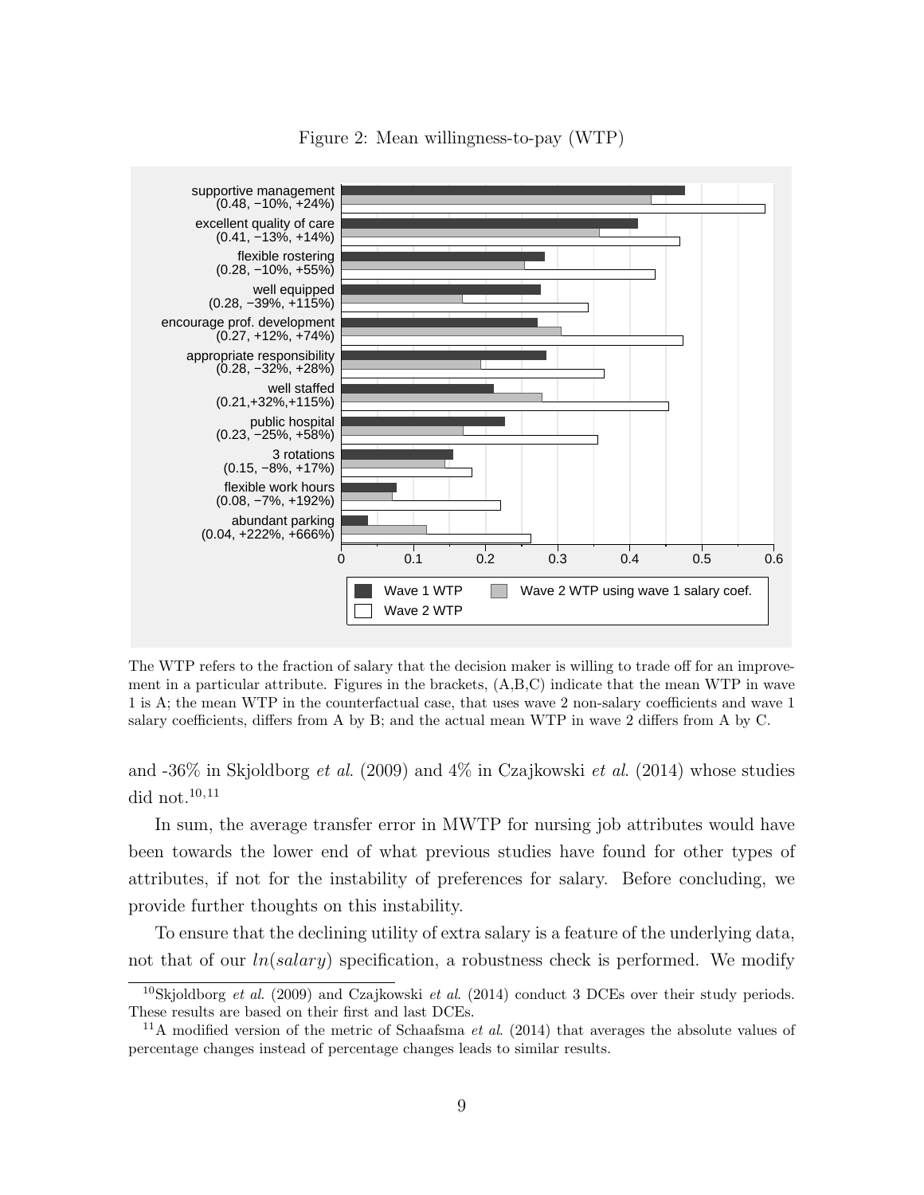Figure 2: Mean willingness-to-pay (WTP)

The WTP refers to the fraction of salary that the decision maker is willing to trade off for an improvement in a particular attribute. Figures in the brackets, (A,B,C) indicate that the mean WTP in wave 1 is A; the mean WTP in the counterfactual case, that uses wave 2 non-salary coefficients and wave 1 salary coefficients, differs from A by B; and the actual mean WTP in wave 2 differs from A by C.

and -36% in Skjoldborg *et al.* (2009) and 4% in Czajkowski *et al.* (2014) whose studies did not.[10,11]

In sum, the average transfer error in MWTP for nursing job attributes would have been towards the lower end of what previous studies have found for other types of attributes, if not for the instability of preferences for salary. Before concluding, we provide further thoughts on this instability.

To ensure that the declining utility of extra salary is a feature of the underlying data, not that of our $ln(salary)$ specification, a robustness check is performed. We modify

[10] Skjoldborg *et al.* (2009) and Czajkowski *et al.* (2014) conduct 3 DCEs over their study periods. These results are based on their first and last DCEs.

[11] A modified version of the metric of Schaafsma *et al.* (2014) that averages the absolute values of percentage changes instead of percentage changes leads to similar results.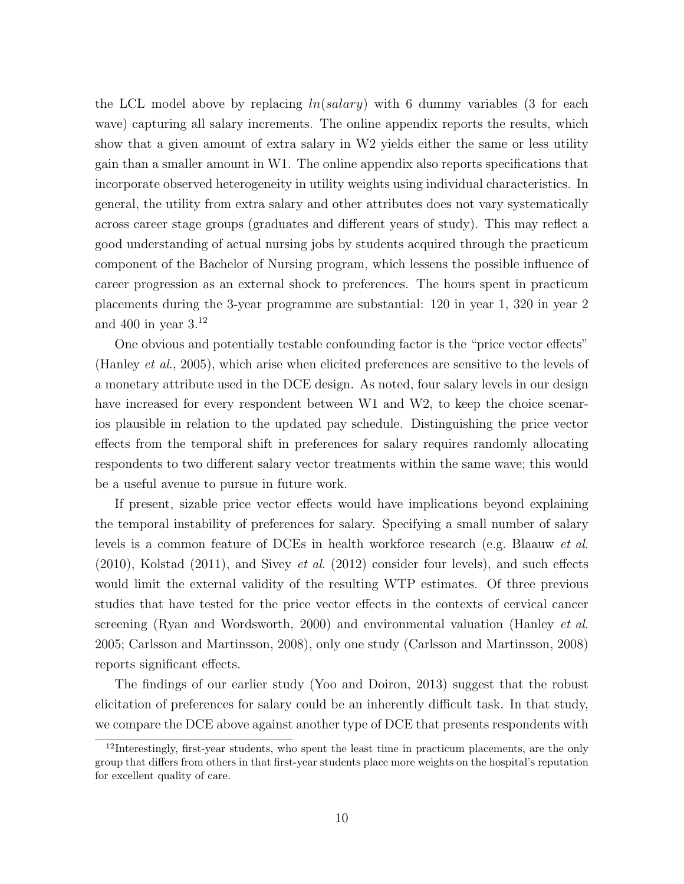the LCL model above by replacing $ln(salary)$ with 6 dummy variables (3 for each wave) capturing all salary increments. The online appendix reports the results, which show that a given amount of extra salary in W2 yields either the same or less utility gain than a smaller amount in W1. The online appendix also reports specifications that incorporate observed heterogeneity in utility weights using individual characteristics. In general, the utility from extra salary and other attributes does not vary systematically across career stage groups (graduates and different years of study). This may reflect a good understanding of actual nursing jobs by students acquired through the practicum component of the Bachelor of Nursing program, which lessens the possible influence of career progression as an external shock to preferences. The hours spent in practicum placements during the 3-year programme are substantial: 120 in year 1, 320 in year 2 and 400 in year 3.[12]

One obvious and potentially testable confounding factor is the "price vector effects" (Hanley *et al.*, 2005), which arise when elicited preferences are sensitive to the levels of a monetary attribute used in the DCE design. As noted, four salary levels in our design have increased for every respondent between W1 and W2, to keep the choice scenarios plausible in relation to the updated pay schedule. Distinguishing the price vector effects from the temporal shift in preferences for salary requires randomly allocating respondents to two different salary vector treatments within the same wave; this would be a useful avenue to pursue in future work.

If present, sizable price vector effects would have implications beyond explaining the temporal instability of preferences for salary. Specifying a small number of salary levels is a common feature of DCEs in health workforce research (e.g. Blaauw *et al.* (2010), Kolstad (2011), and Sivey *et al.* (2012) consider four levels), and such effects would limit the external validity of the resulting WTP estimates. Of three previous studies that have tested for the price vector effects in the contexts of cervical cancer screening (Ryan and Wordsworth, 2000) and environmental valuation (Hanley *et al.* 2005; Carlsson and Martinsson, 2008), only one study (Carlsson and Martinsson, 2008) reports significant effects.

The findings of our earlier study (Yoo and Doiron, 2013) suggest that the robust elicitation of preferences for salary could be an inherently difficult task. In that study, we compare the DCE above against another type of DCE that presents respondents with

[12] Interestingly, first-year students, who spent the least time in practicum placements, are the only group that differs from others in that first-year students place more weights on the hospital's reputation for excellent quality of care.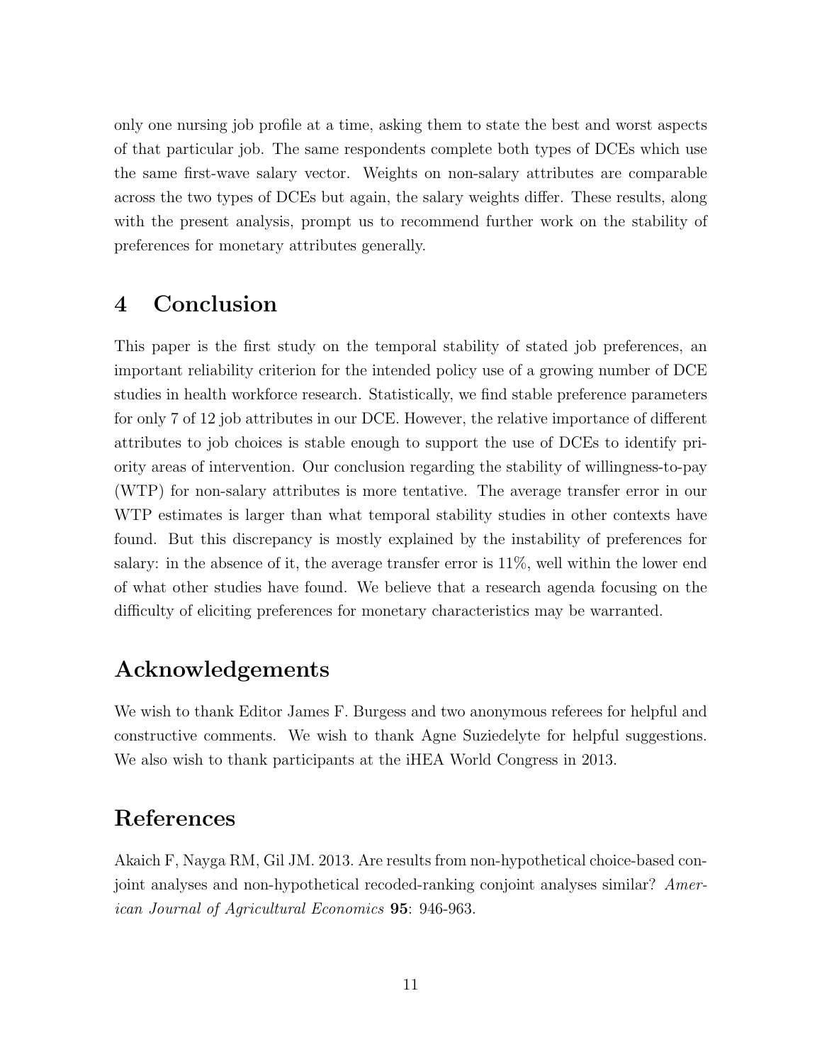only one nursing job profile at a time, asking them to state the best and worst aspects of that particular job. The same respondents complete both types of DCEs which use the same first-wave salary vector. Weights on non-salary attributes are comparable across the two types of DCEs but again, the salary weights differ. These results, along with the present analysis, prompt us to recommend further work on the stability of preferences for monetary attributes generally.

## 4 Conclusion

This paper is the first study on the temporal stability of stated job preferences, an important reliability criterion for the intended policy use of a growing number of DCE studies in health workforce research. Statistically, we find stable preference parameters for only 7 of 12 job attributes in our DCE. However, the relative importance of different attributes to job choices is stable enough to support the use of DCEs to identify priority areas of intervention. Our conclusion regarding the stability of willingness-to-pay (WTP) for non-salary attributes is more tentative. The average transfer error in our WTP estimates is larger than what temporal stability studies in other contexts have found. But this discrepancy is mostly explained by the instability of preferences for salary: in the absence of it, the average transfer error is 11%, well within the lower end of what other studies have found. We believe that a research agenda focusing on the difficulty of eliciting preferences for monetary characteristics may be warranted.

## Acknowledgements

We wish to thank Editor James F. Burgess and two anonymous referees for helpful and constructive comments. We wish to thank Agne Suziedelyte for helpful suggestions. We also wish to thank participants at the iHEA World Congress in 2013.

## References

Akaich F, Nayga RM, Gil JM. 2013. Are results from non-hypothetical choice-based conjoint analyses and non-hypothetical recoded-ranking conjoint analyses similar? *American Journal of Agricultural Economics* **95**: 946-963.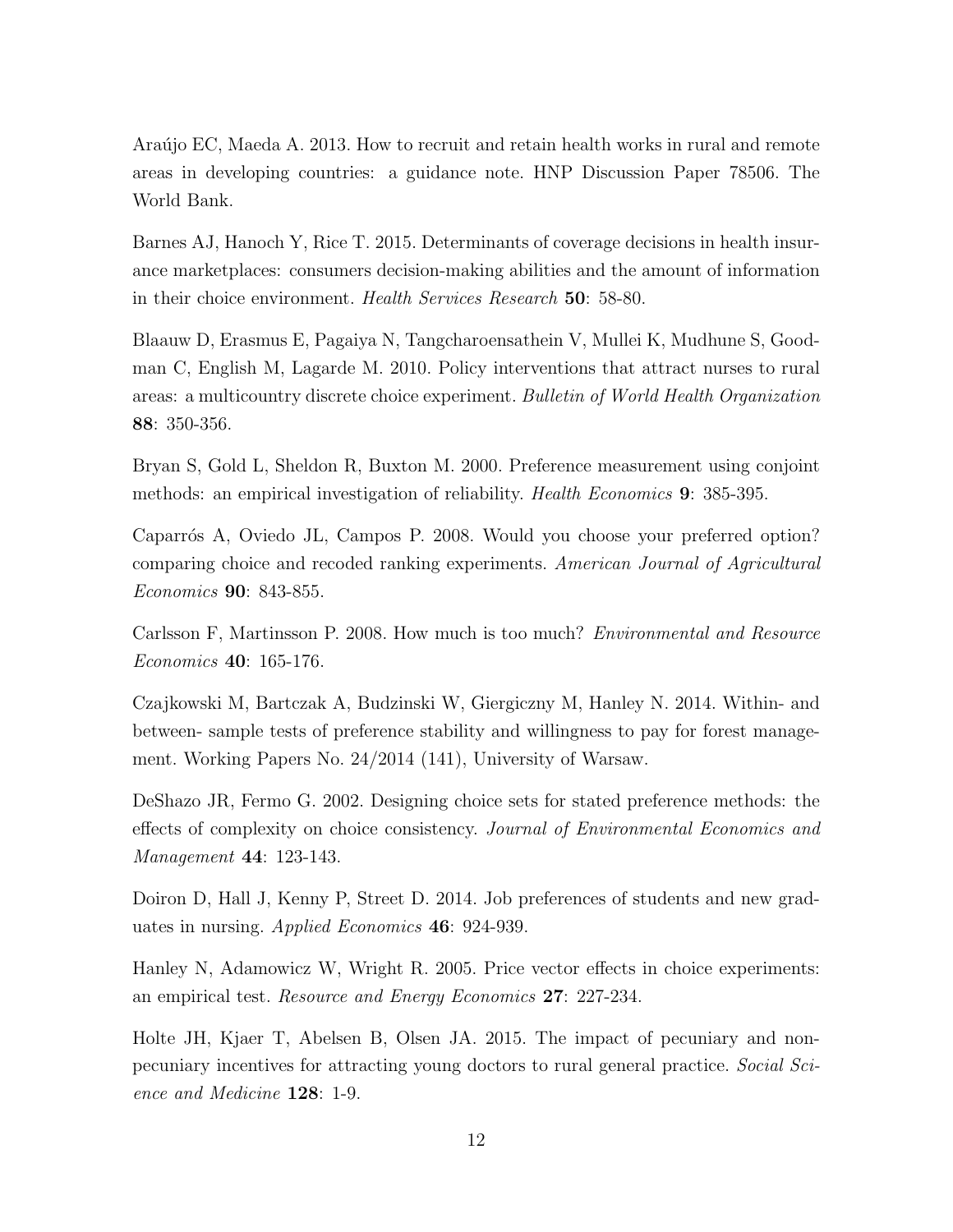Araújo EC, Maeda A. 2013. How to recruit and retain health works in rural and remote areas in developing countries: a guidance note. HNP Discussion Paper 78506. The World Bank.

Barnes AJ, Hanoch Y, Rice T. 2015. Determinants of coverage decisions in health insurance marketplaces: consumers decision-making abilities and the amount of information in their choice environment. *Health Services Research* **50**: 58-80.

Blaauw D, Erasmus E, Pagaiya N, Tangcharoensathein V, Mullei K, Mudhune S, Goodman C, English M, Lagarde M. 2010. Policy interventions that attract nurses to rural areas: a multicountry discrete choice experiment. *Bulletin of World Health Organization* **88**: 350-356.

Bryan S, Gold L, Sheldon R, Buxton M. 2000. Preference measurement using conjoint methods: an empirical investigation of reliability. *Health Economics* **9**: 385-395.

Caparrós A, Oviedo JL, Campos P. 2008. Would you choose your preferred option? comparing choice and recoded ranking experiments. *American Journal of Agricultural Economics* **90**: 843-855.

Carlsson F, Martinsson P. 2008. How much is too much? *Environmental and Resource Economics* **40**: 165-176.

Czajkowski M, Bartczak A, Budzinski W, Giergiczny M, Hanley N. 2014. Within- and between- sample tests of preference stability and willingness to pay for forest management. Working Papers No. 24/2014 (141), University of Warsaw.

DeShazo JR, Fermo G. 2002. Designing choice sets for stated preference methods: the effects of complexity on choice consistency. *Journal of Environmental Economics and Management* **44**: 123-143.

Doiron D, Hall J, Kenny P, Street D. 2014. Job preferences of students and new graduates in nursing. *Applied Economics* **46**: 924-939.

Hanley N, Adamowicz W, Wright R. 2005. Price vector effects in choice experiments: an empirical test. *Resource and Energy Economics* **27**: 227-234.

Holte JH, Kjaer T, Abelsen B, Olsen JA. 2015. The impact of pecuniary and non-pecuniary incentives for attracting young doctors to rural general practice. *Social Science and Medicine* **128**: 1-9.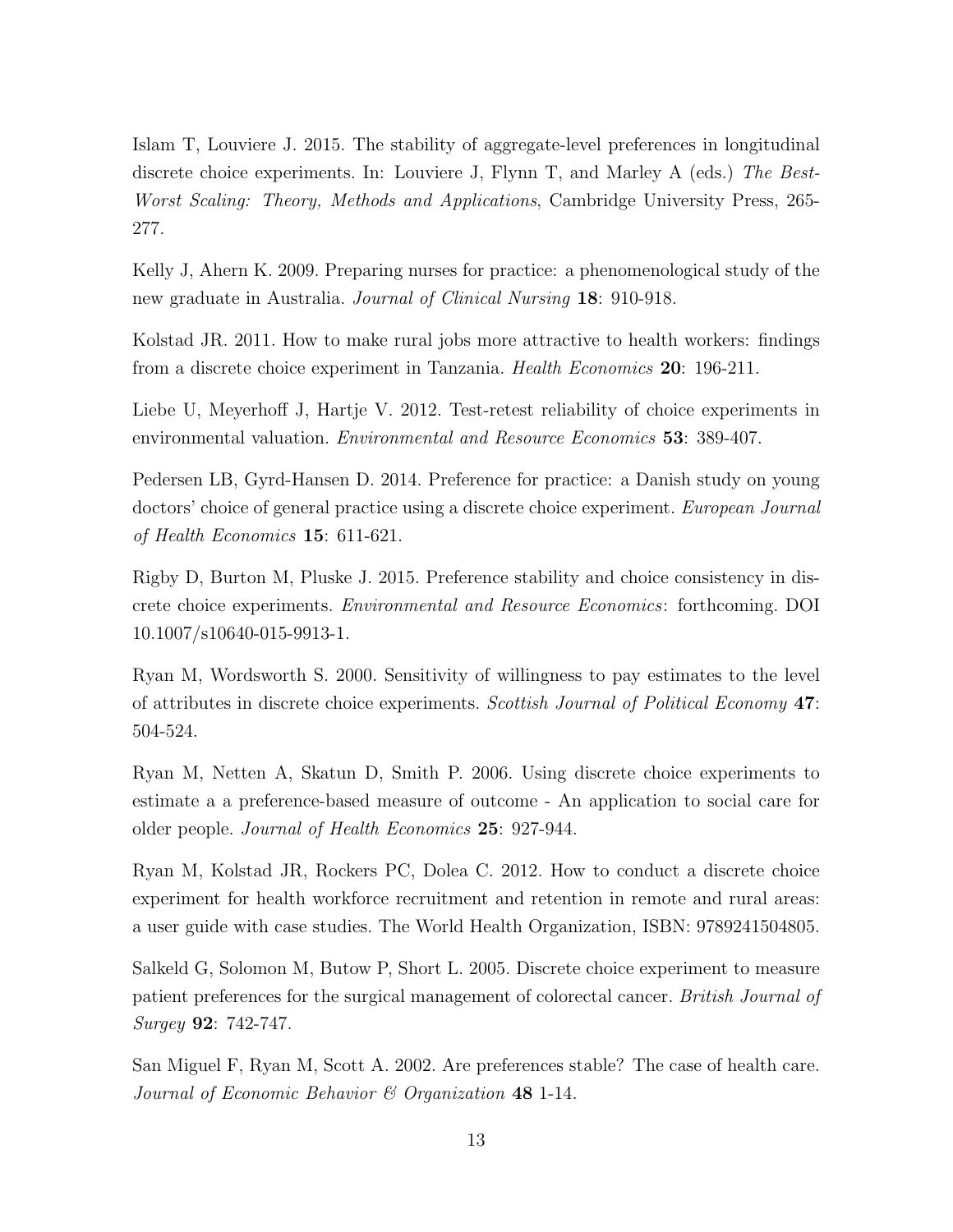Islam T, Louviere J. 2015. The stability of aggregate-level preferences in longitudinal discrete choice experiments. In: Louviere J, Flynn T, and Marley A (eds.) *The Best-Worst Scaling: Theory, Methods and Applications*, Cambridge University Press, 265-277.

Kelly J, Ahern K. 2009. Preparing nurses for practice: a phenomenological study of the new graduate in Australia. *Journal of Clinical Nursing* **18**: 910-918.

Kolstad JR. 2011. How to make rural jobs more attractive to health workers: findings from a discrete choice experiment in Tanzania. *Health Economics* **20**: 196-211.

Liebe U, Meyerhoff J, Hartje V. 2012. Test-retest reliability of choice experiments in environmental valuation. *Environmental and Resource Economics* **53**: 389-407.

Pedersen LB, Gyrd-Hansen D. 2014. Preference for practice: a Danish study on young doctors' choice of general practice using a discrete choice experiment. *European Journal of Health Economics* **15**: 611-621.

Rigby D, Burton M, Pluske J. 2015. Preference stability and choice consistency in discrete choice experiments. *Environmental and Resource Economics*: forthcoming. DOI 10.1007/s10640-015-9913-1.

Ryan M, Wordsworth S. 2000. Sensitivity of willingness to pay estimates to the level of attributes in discrete choice experiments. *Scottish Journal of Political Economy* **47**: 504-524.

Ryan M, Netten A, Skatun D, Smith P. 2006. Using discrete choice experiments to estimate a a preference-based measure of outcome - An application to social care for older people. *Journal of Health Economics* **25**: 927-944.

Ryan M, Kolstad JR, Rockers PC, Dolea C. 2012. How to conduct a discrete choice experiment for health workforce recruitment and retention in remote and rural areas: a user guide with case studies. The World Health Organization, ISBN: 9789241504805.

Salkeld G, Solomon M, Butow P, Short L. 2005. Discrete choice experiment to measure patient preferences for the surgical management of colorectal cancer. *British Journal of Surgey* **92**: 742-747.

San Miguel F, Ryan M, Scott A. 2002. Are preferences stable? The case of health care. *Journal of Economic Behavior & Organization* **48** 1-14.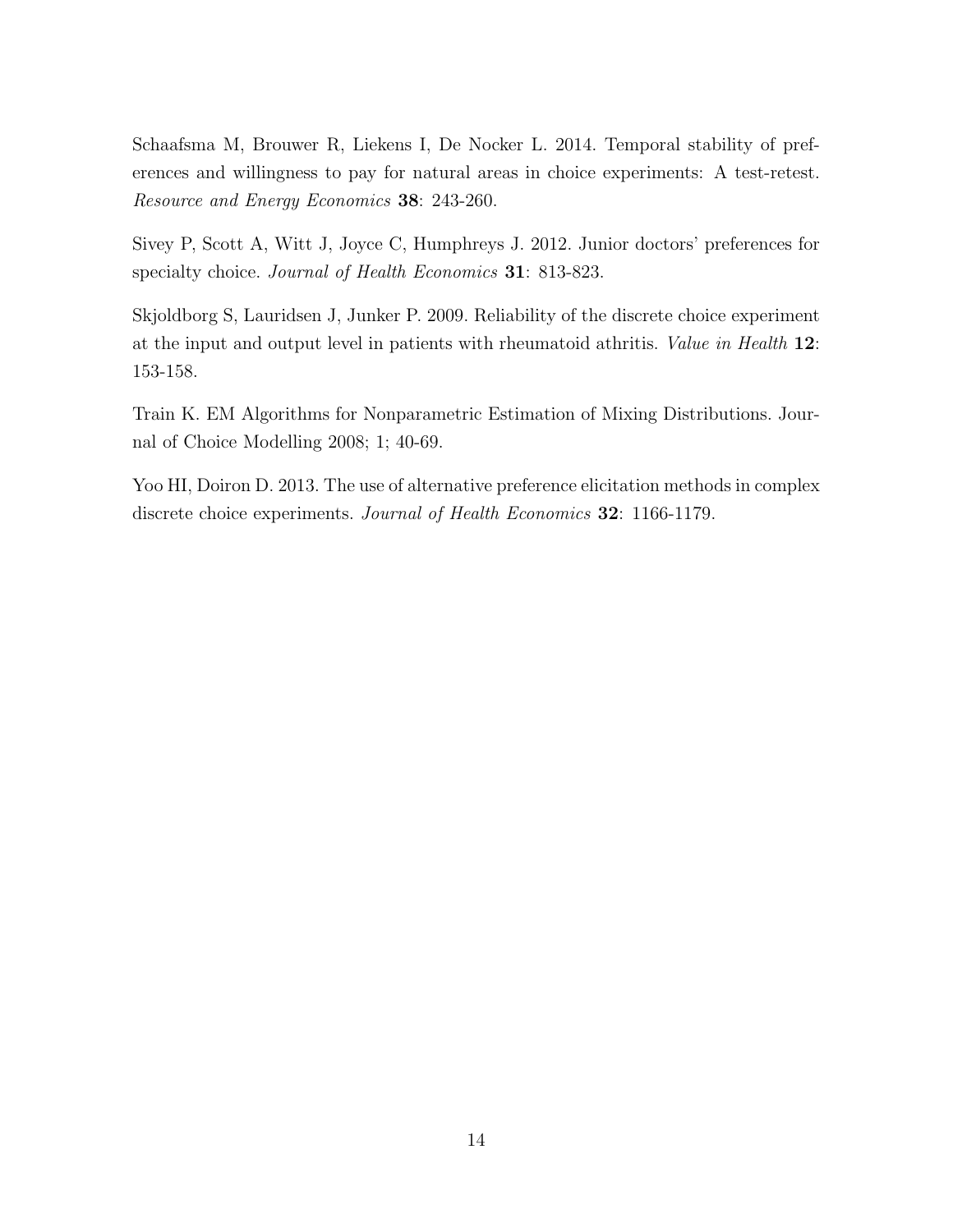Schaafsma M, Brouwer R, Liekens I, De Nocker L. 2014. Temporal stability of preferences and willingness to pay for natural areas in choice experiments: A test-retest. *Resource and Energy Economics* **38**: 243-260.

Sivey P, Scott A, Witt J, Joyce C, Humphreys J. 2012. Junior doctors' preferences for specialty choice. *Journal of Health Economics* **31**: 813-823.

Skjoldborg S, Lauridsen J, Junker P. 2009. Reliability of the discrete choice experiment at the input and output level in patients with rheumatoid athritis. *Value in Health* **12**: 153-158.

Train K. EM Algorithms for Nonparametric Estimation of Mixing Distributions. Journal of Choice Modelling 2008; 1; 40-69.

Yoo HI, Doiron D. 2013. The use of alternative preference elicitation methods in complex discrete choice experiments. *Journal of Health Economics* **32**: 1166-1179.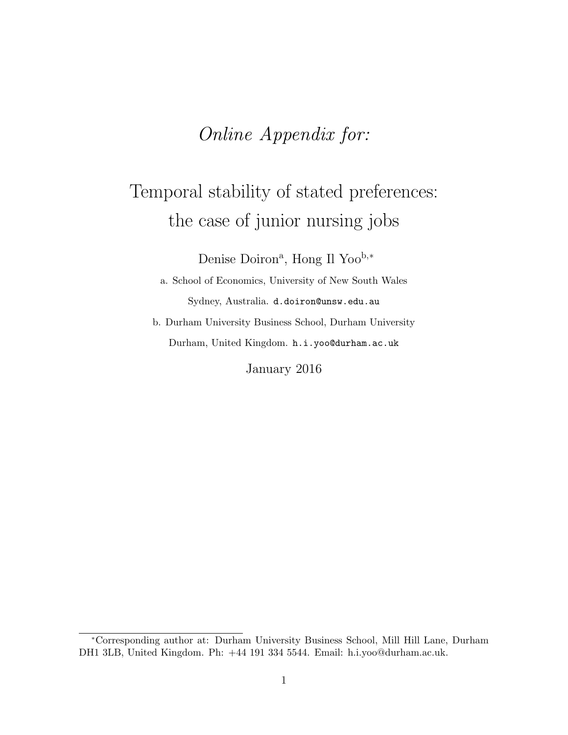# *Online Appendix for:*

# Temporal stability of stated preferences: the case of junior nursing jobs

Denise Doiron[a], Hong Il Yoo[b,*]

a. School of Economics, University of New South Wales

Sydney, Australia. d.doiron@unsw.edu.au

b. Durham University Business School, Durham University

Durham, United Kingdom. h.i.yoo@durham.ac.uk

January 2016

---

[*]Corresponding author at: Durham University Business School, Mill Hill Lane, Durham DH1 3LB, United Kingdom. Ph: +44 191 334 5544. Email: h.i.yoo@durham.ac.uk.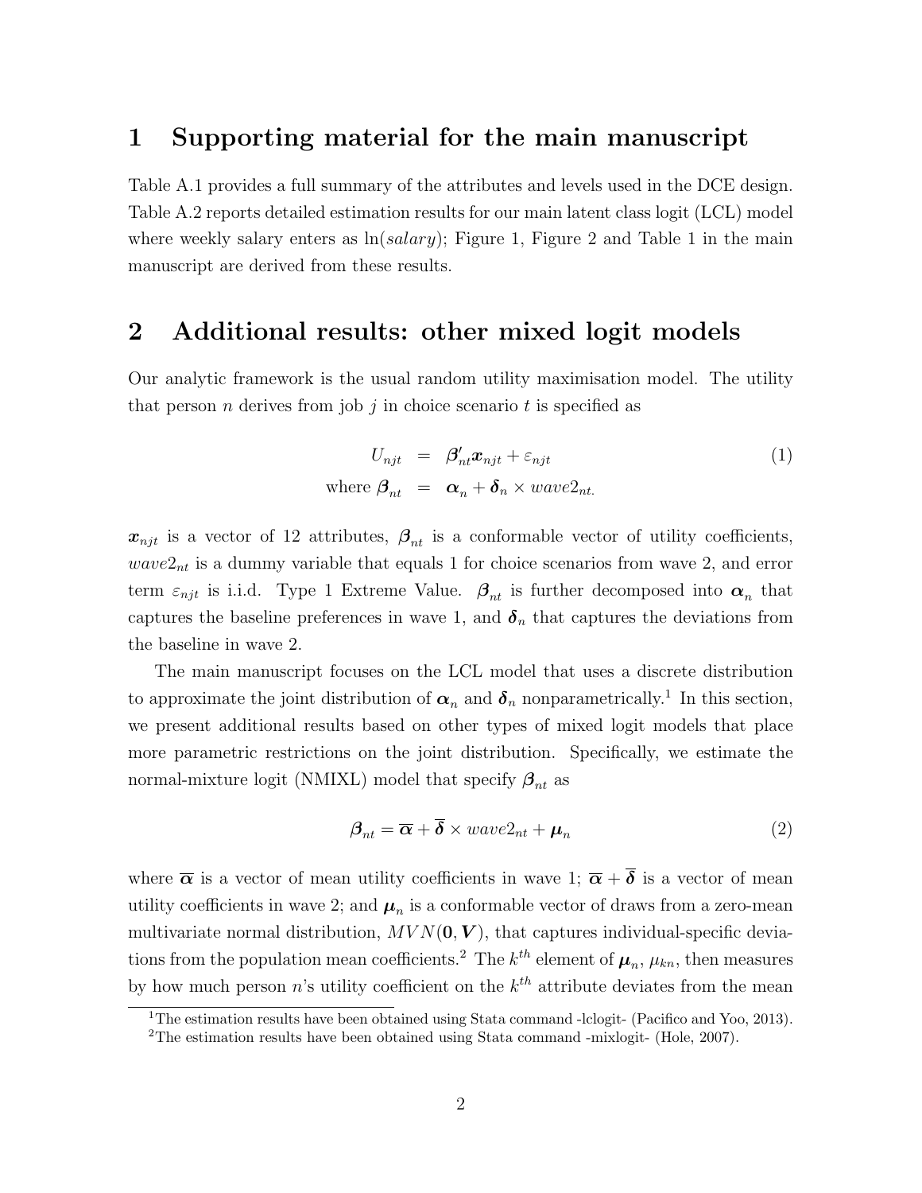# 1 Supporting material for the main manuscript

Table A.1 provides a full summary of the attributes and levels used in the DCE design. Table A.2 reports detailed estimation results for our main latent class logit (LCL) model where weekly salary enters as ln($salary$); Figure 1, Figure 2 and Table 1 in the main manuscript are derived from these results.

# 2 Additional results: other mixed logit models

Our analytic framework is the usual random utility maximisation model. The utility that person $n$ derives from job $j$ in choice scenario $t$ is specified as

$$
\begin{aligned}
U_{njt} &= \boldsymbol{\beta}_{nt}'\boldsymbol{x}_{njt} + \varepsilon_{njt} \\
\text{where } \boldsymbol{\beta}_{nt} &= \boldsymbol{\alpha}_n + \boldsymbol{\delta}_n \times wave2_{nt.}
\end{aligned}
\tag{1}
$$

$\boldsymbol{x}_{njt}$ is a vector of 12 attributes, $\boldsymbol{\beta}_{nt}$ is a conformable vector of utility coefficients, $wave2_{nt}$ is a dummy variable that equals 1 for choice scenarios from wave 2, and error term $\varepsilon_{njt}$ is i.i.d. Type 1 Extreme Value. $\boldsymbol{\beta}_{nt}$ is further decomposed into $\boldsymbol{\alpha}_n$ that captures the baseline preferences in wave 1, and $\boldsymbol{\delta}_n$ that captures the deviations from the baseline in wave 2.

The main manuscript focuses on the LCL model that uses a discrete distribution to approximate the joint distribution of $\boldsymbol{\alpha}_n$ and $\boldsymbol{\delta}_n$ nonparametrically.[1] In this section, we present additional results based on other types of mixed logit models that place more parametric restrictions on the joint distribution. Specifically, we estimate the normal-mixture logit (NMIXL) model that specify $\boldsymbol{\beta}_{nt}$ as

$$
\boldsymbol{\beta}_{nt} = \overline{\boldsymbol{\alpha}} + \overline{\boldsymbol{\delta}} \times wave2_{nt} + \boldsymbol{\mu}_n \tag{2}
$$

where $\overline{\boldsymbol{\alpha}}$ is a vector of mean utility coefficients in wave 1; $\overline{\boldsymbol{\alpha}} + \overline{\boldsymbol{\delta}}$ is a vector of mean utility coefficients in wave 2; and $\boldsymbol{\mu}_n$ is a conformable vector of draws from a zero-mean multivariate normal distribution, $MVN(\mathbf{0}, \boldsymbol{V})$, that captures individual-specific deviations from the population mean coefficients.[2] The $k^{th}$ element of $\boldsymbol{\mu}_n$, $\mu_{kn}$, then measures by how much person $n$'s utility coefficient on the $k^{th}$ attribute deviates from the mean

[1] The estimation results have been obtained using Stata command -lclogit- (Pacifico and Yoo, 2013).

[2] The estimation results have been obtained using Stata command -mixlogit- (Hole, 2007).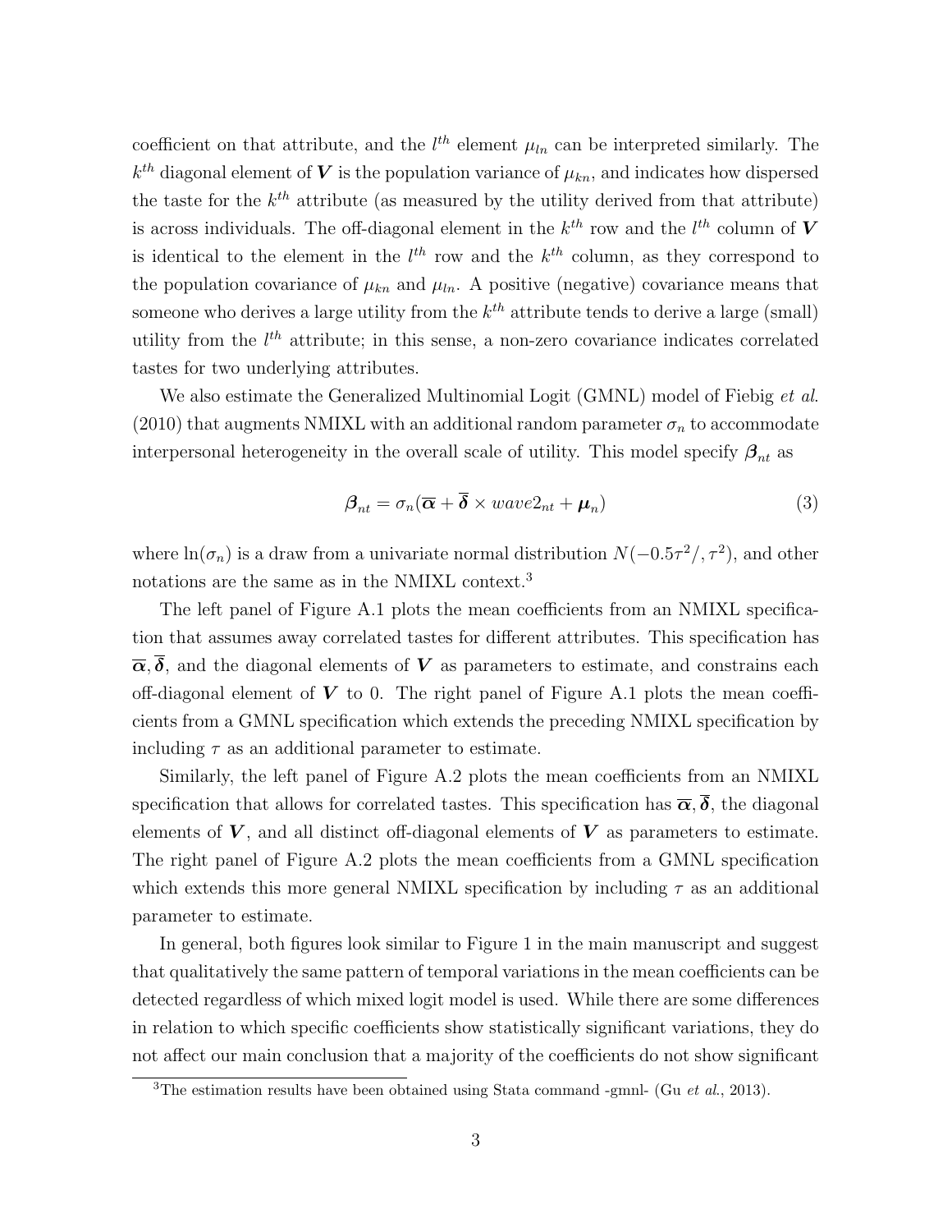coefficient on that attribute, and the $l^{th}$ element $\mu_{ln}$ can be interpreted similarly. The $k^{th}$ diagonal element of $\boldsymbol{V}$ is the population variance of $\mu_{kn}$, and indicates how dispersed the taste for the $k^{th}$ attribute (as measured by the utility derived from that attribute) is across individuals. The off-diagonal element in the $k^{th}$ row and the $l^{th}$ column of $\boldsymbol{V}$ is identical to the element in the $l^{th}$ row and the $k^{th}$ column, as they correspond to the population covariance of $\mu_{kn}$ and $\mu_{ln}$. A positive (negative) covariance means that someone who derives a large utility from the $k^{th}$ attribute tends to derive a large (small) utility from the $l^{th}$ attribute; in this sense, a non-zero covariance indicates correlated tastes for two underlying attributes.

We also estimate the Generalized Multinomial Logit (GMNL) model of Fiebig *et al.* (2010) that augments NMIXL with an additional random parameter $\sigma_n$ to accommodate interpersonal heterogeneity in the overall scale of utility. This model specify $\boldsymbol{\beta}_{nt}$ as

$$\boldsymbol{\beta}_{nt} = \sigma_n(\overline{\boldsymbol{\alpha}} + \overline{\boldsymbol{\delta}} \times wave2_{nt} + \boldsymbol{\mu}_n) \tag{3}$$

where $\ln(\sigma_n)$ is a draw from a univariate normal distribution $N(-0.5\tau^2/, \tau^2)$, and other notations are the same as in the NMIXL context.[3]

The left panel of Figure A.1 plots the mean coefficients from an NMIXL specification that assumes away correlated tastes for different attributes. This specification has $\overline{\boldsymbol{\alpha}}, \overline{\boldsymbol{\delta}}$, and the diagonal elements of $\boldsymbol{V}$ as parameters to estimate, and constrains each off-diagonal element of $\boldsymbol{V}$ to 0. The right panel of Figure A.1 plots the mean coefficients from a GMNL specification which extends the preceding NMIXL specification by including $\tau$ as an additional parameter to estimate.

Similarly, the left panel of Figure A.2 plots the mean coefficients from an NMIXL specification that allows for correlated tastes. This specification has $\overline{\boldsymbol{\alpha}}, \overline{\boldsymbol{\delta}}$, the diagonal elements of $\boldsymbol{V}$, and all distinct off-diagonal elements of $\boldsymbol{V}$ as parameters to estimate. The right panel of Figure A.2 plots the mean coefficients from a GMNL specification which extends this more general NMIXL specification by including $\tau$ as an additional parameter to estimate.

In general, both figures look similar to Figure 1 in the main manuscript and suggest that qualitatively the same pattern of temporal variations in the mean coefficients can be detected regardless of which mixed logit model is used. While there are some differences in relation to which specific coefficients show statistically significant variations, they do not affect our main conclusion that a majority of the coefficients do not show significant

[3] The estimation results have been obtained using Stata command -gmnl- (Gu *et al.*, 2013).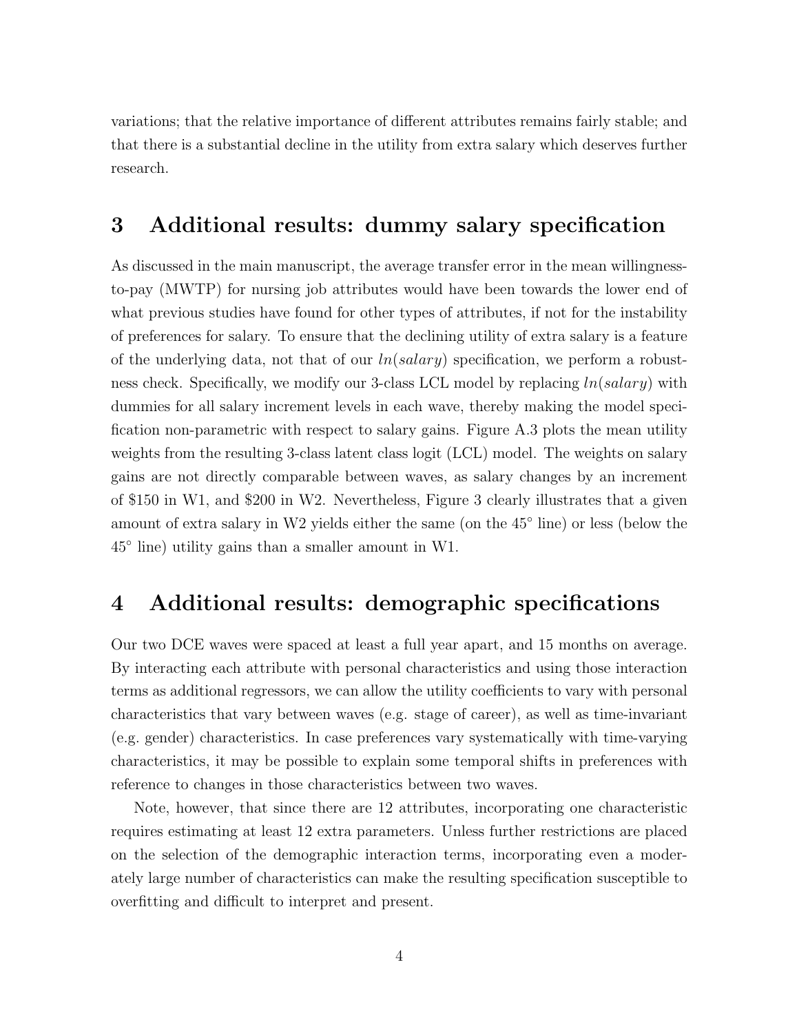variations; that the relative importance of different attributes remains fairly stable; and that there is a substantial decline in the utility from extra salary which deserves further research.

# 3 Additional results: dummy salary specification

As discussed in the main manuscript, the average transfer error in the mean willingness-to-pay (MWTP) for nursing job attributes would have been towards the lower end of what previous studies have found for other types of attributes, if not for the instability of preferences for salary. To ensure that the declining utility of extra salary is a feature of the underlying data, not that of our $ln(salary)$ specification, we perform a robustness check. Specifically, we modify our 3-class LCL model by replacing $ln(salary)$ with dummies for all salary increment levels in each wave, thereby making the model specification non-parametric with respect to salary gains. Figure A.3 plots the mean utility weights from the resulting 3-class latent class logit (LCL) model. The weights on salary gains are not directly comparable between waves, as salary changes by an increment of \$150 in W1, and \$200 in W2. Nevertheless, Figure 3 clearly illustrates that a given amount of extra salary in W2 yields either the same (on the 45° line) or less (below the 45° line) utility gains than a smaller amount in W1.

# 4 Additional results: demographic specifications

Our two DCE waves were spaced at least a full year apart, and 15 months on average. By interacting each attribute with personal characteristics and using those interaction terms as additional regressors, we can allow the utility coefficients to vary with personal characteristics that vary between waves (e.g. stage of career), as well as time-invariant (e.g. gender) characteristics. In case preferences vary systematically with time-varying characteristics, it may be possible to explain some temporal shifts in preferences with reference to changes in those characteristics between two waves.

Note, however, that since there are 12 attributes, incorporating one characteristic requires estimating at least 12 extra parameters. Unless further restrictions are placed on the selection of the demographic interaction terms, incorporating even a moderately large number of characteristics can make the resulting specification susceptible to overfitting and difficult to interpret and present.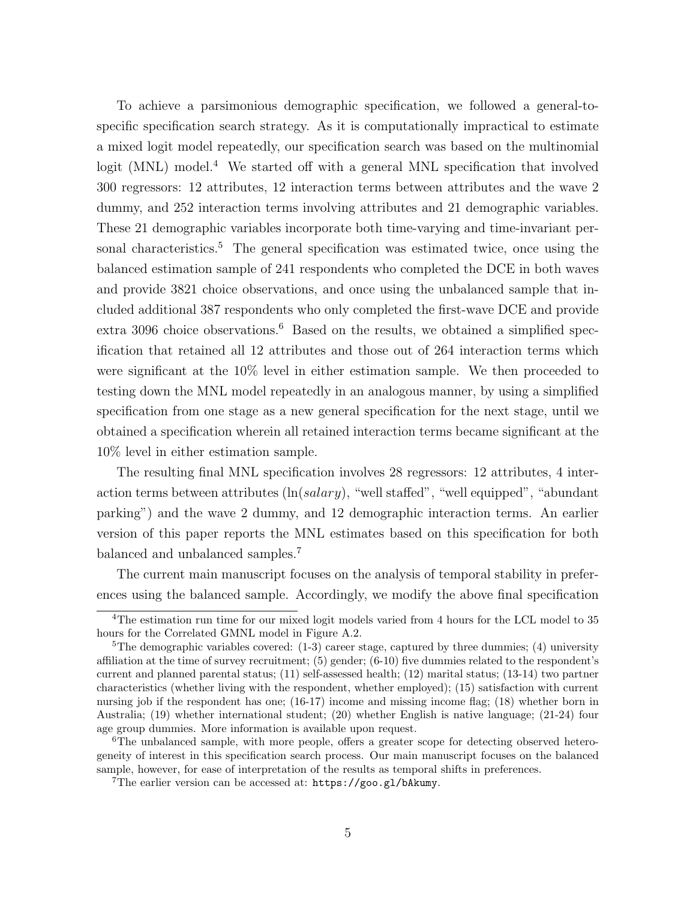To achieve a parsimonious demographic specification, we followed a general-to-specific specification search strategy. As it is computationally impractical to estimate a mixed logit model repeatedly, our specification search was based on the multinomial logit (MNL) model.[4] We started off with a general MNL specification that involved 300 regressors: 12 attributes, 12 interaction terms between attributes and the wave 2 dummy, and 252 interaction terms involving attributes and 21 demographic variables. These 21 demographic variables incorporate both time-varying and time-invariant personal characteristics.[5] The general specification was estimated twice, once using the balanced estimation sample of 241 respondents who completed the DCE in both waves and provide 3821 choice observations, and once using the unbalanced sample that included additional 387 respondents who only completed the first-wave DCE and provide extra 3096 choice observations.[6] Based on the results, we obtained a simplified specification that retained all 12 attributes and those out of 264 interaction terms which were significant at the 10% level in either estimation sample. We then proceeded to testing down the MNL model repeatedly in an analogous manner, by using a simplified specification from one stage as a new general specification for the next stage, until we obtained a specification wherein all retained interaction terms became significant at the 10% level in either estimation sample.

The resulting final MNL specification involves 28 regressors: 12 attributes, 4 interaction terms between attributes ($\ln(salary)$, "well staffed", "well equipped", "abundant parking") and the wave 2 dummy, and 12 demographic interaction terms. An earlier version of this paper reports the MNL estimates based on this specification for both balanced and unbalanced samples.[7]

The current main manuscript focuses on the analysis of temporal stability in preferences using the balanced sample. Accordingly, we modify the above final specification

---

[4] The estimation run time for our mixed logit models varied from 4 hours for the LCL model to 35 hours for the Correlated GMNL model in Figure A.2.

[5] The demographic variables covered: (1-3) career stage, captured by three dummies; (4) university affiliation at the time of survey recruitment; (5) gender; (6-10) five dummies related to the respondent's current and planned parental status; (11) self-assessed health; (12) marital status; (13-14) two partner characteristics (whether living with the respondent, whether employed); (15) satisfaction with current nursing job if the respondent has one; (16-17) income and missing income flag; (18) whether born in Australia; (19) whether international student; (20) whether English is native language; (21-24) four age group dummies. More information is available upon request.

[6] The unbalanced sample, with more people, offers a greater scope for detecting observed heterogeneity of interest in this specification search process. Our main manuscript focuses on the balanced sample, however, for ease of interpretation of the results as temporal shifts in preferences.

[7] The earlier version can be accessed at: `https://goo.gl/bAkumy`.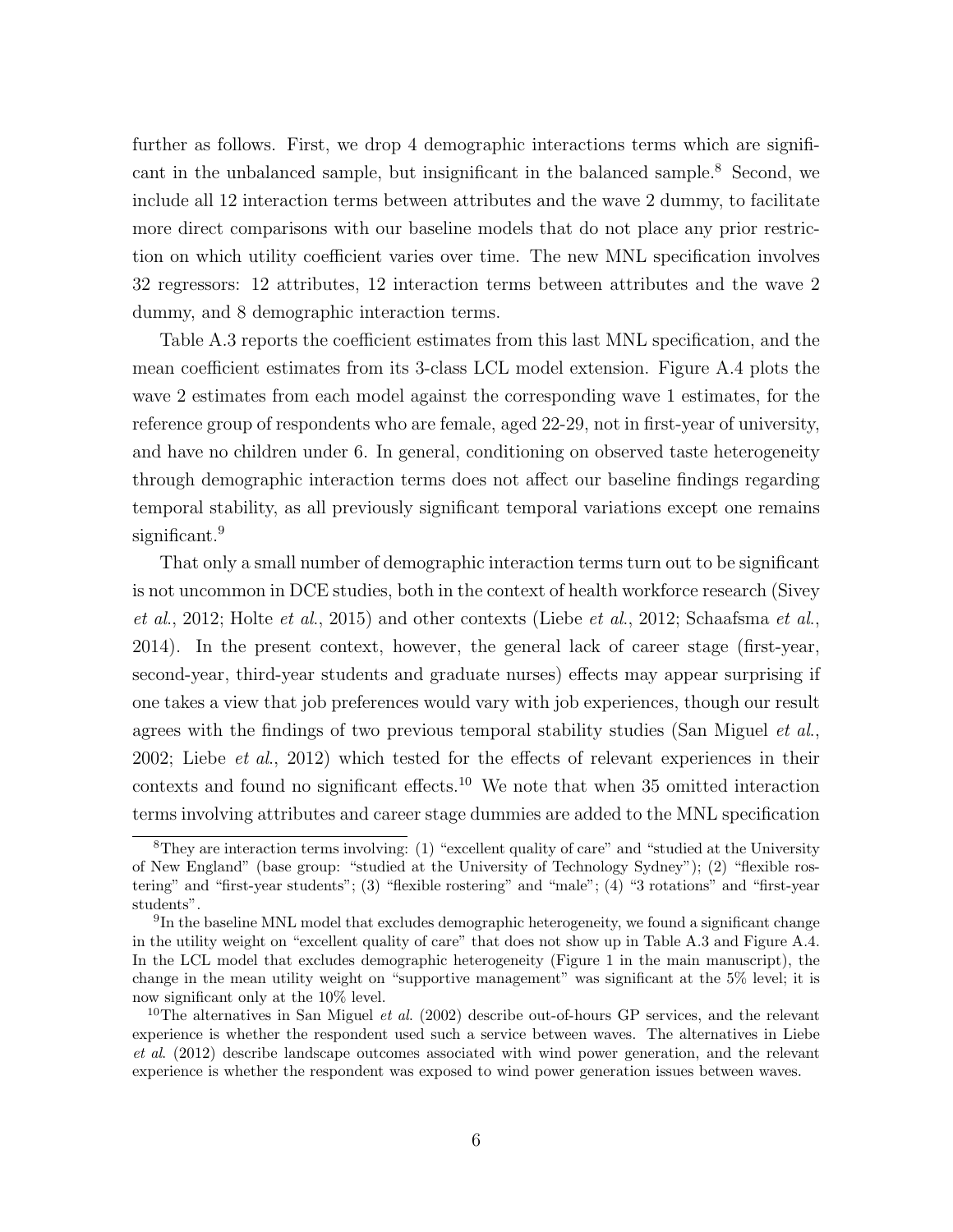further as follows. First, we drop 4 demographic interactions terms which are significant in the unbalanced sample, but insignificant in the balanced sample.[8] Second, we include all 12 interaction terms between attributes and the wave 2 dummy, to facilitate more direct comparisons with our baseline models that do not place any prior restriction on which utility coefficient varies over time. The new MNL specification involves 32 regressors: 12 attributes, 12 interaction terms between attributes and the wave 2 dummy, and 8 demographic interaction terms.

Table A.3 reports the coefficient estimates from this last MNL specification, and the mean coefficient estimates from its 3-class LCL model extension. Figure A.4 plots the wave 2 estimates from each model against the corresponding wave 1 estimates, for the reference group of respondents who are female, aged 22-29, not in first-year of university, and have no children under 6. In general, conditioning on observed taste heterogeneity through demographic interaction terms does not affect our baseline findings regarding temporal stability, as all previously significant temporal variations except one remains significant.[9]

That only a small number of demographic interaction terms turn out to be significant is not uncommon in DCE studies, both in the context of health workforce research (Sivey *et al.*, 2012; Holte *et al.*, 2015) and other contexts (Liebe *et al.*, 2012; Schaafsma *et al.*, 2014). In the present context, however, the general lack of career stage (first-year, second-year, third-year students and graduate nurses) effects may appear surprising if one takes a view that job preferences would vary with job experiences, though our result agrees with the findings of two previous temporal stability studies (San Miguel *et al.*, 2002; Liebe *et al.*, 2012) which tested for the effects of relevant experiences in their contexts and found no significant effects.[10] We note that when 35 omitted interaction terms involving attributes and career stage dummies are added to the MNL specification

---

[8] They are interaction terms involving: (1) "excellent quality of care" and "studied at the University of New England" (base group: "studied at the University of Technology Sydney"); (2) "flexible rostering" and "first-year students"; (3) "flexible rostering" and "male"; (4) "3 rotations" and "first-year students".

[9] In the baseline MNL model that excludes demographic heterogeneity, we found a significant change in the utility weight on "excellent quality of care" that does not show up in Table A.3 and Figure A.4. In the LCL model that excludes demographic heterogeneity (Figure 1 in the main manuscript), the change in the mean utility weight on "supportive management" was significant at the 5% level; it is now significant only at the 10% level.

[10] The alternatives in San Miguel *et al.* (2002) describe out-of-hours GP services, and the relevant experience is whether the respondent used such a service between waves. The alternatives in Liebe *et al.* (2012) describe landscape outcomes associated with wind power generation, and the relevant experience is whether the respondent was exposed to wind power generation issues between waves.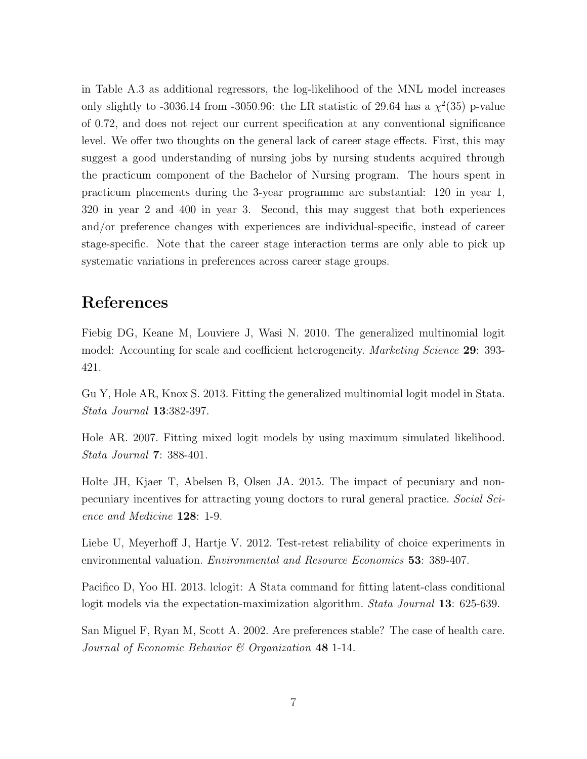in Table A.3 as additional regressors, the log-likelihood of the MNL model increases only slightly to -3036.14 from -3050.96: the LR statistic of 29.64 has a $\chi^2(35)$ p-value of 0.72, and does not reject our current specification at any conventional significance level. We offer two thoughts on the general lack of career stage effects. First, this may suggest a good understanding of nursing jobs by nursing students acquired through the practicum component of the Bachelor of Nursing program. The hours spent in practicum placements during the 3-year programme are substantial: 120 in year 1, 320 in year 2 and 400 in year 3. Second, this may suggest that both experiences and/or preference changes with experiences are individual-specific, instead of career stage-specific. Note that the career stage interaction terms are only able to pick up systematic variations in preferences across career stage groups.

## References

Fiebig DG, Keane M, Louviere J, Wasi N. 2010. The generalized multinomial logit model: Accounting for scale and coefficient heterogeneity. *Marketing Science* **29**: 393-421.

Gu Y, Hole AR, Knox S. 2013. Fitting the generalized multinomial logit model in Stata. *Stata Journal* **13**:382-397.

Hole AR. 2007. Fitting mixed logit models by using maximum simulated likelihood. *Stata Journal* **7**: 388-401.

Holte JH, Kjaer T, Abelsen B, Olsen JA. 2015. The impact of pecuniary and non-pecuniary incentives for attracting young doctors to rural general practice. *Social Science and Medicine* **128**: 1-9.

Liebe U, Meyerhoff J, Hartje V. 2012. Test-retest reliability of choice experiments in environmental valuation. *Environmental and Resource Economics* **53**: 389-407.

Pacifico D, Yoo HI. 2013. lclogit: A Stata command for fitting latent-class conditional logit models via the expectation-maximization algorithm. *Stata Journal* **13**: 625-639.

San Miguel F, Ryan M, Scott A. 2002. Are preferences stable? The case of health care. *Journal of Economic Behavior & Organization* **48** 1-14.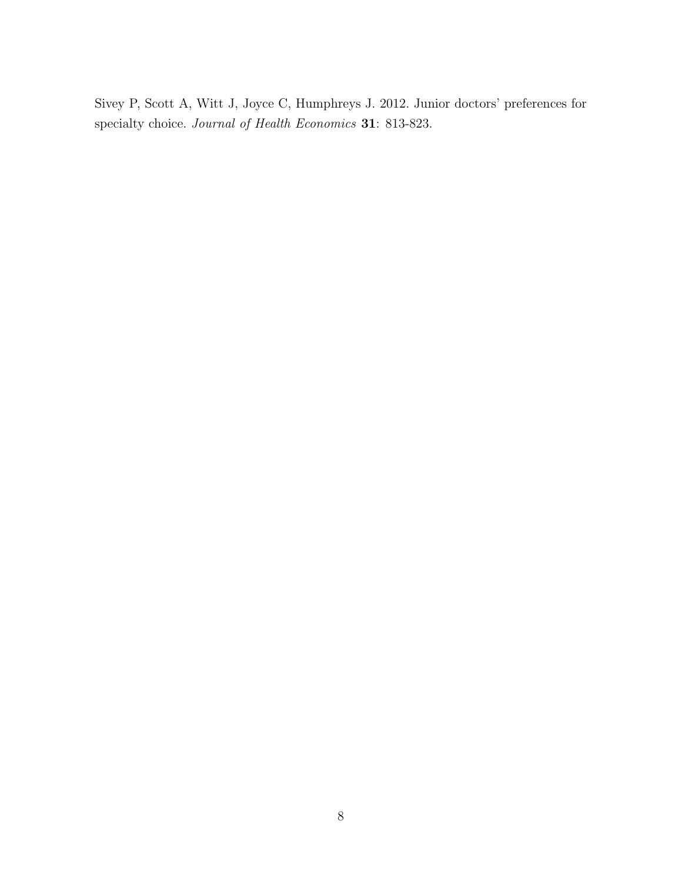Sivey P, Scott A, Witt J, Joyce C, Humphreys J. 2012. Junior doctors' preferences for specialty choice. *Journal of Health Economics* **31**: 813-823.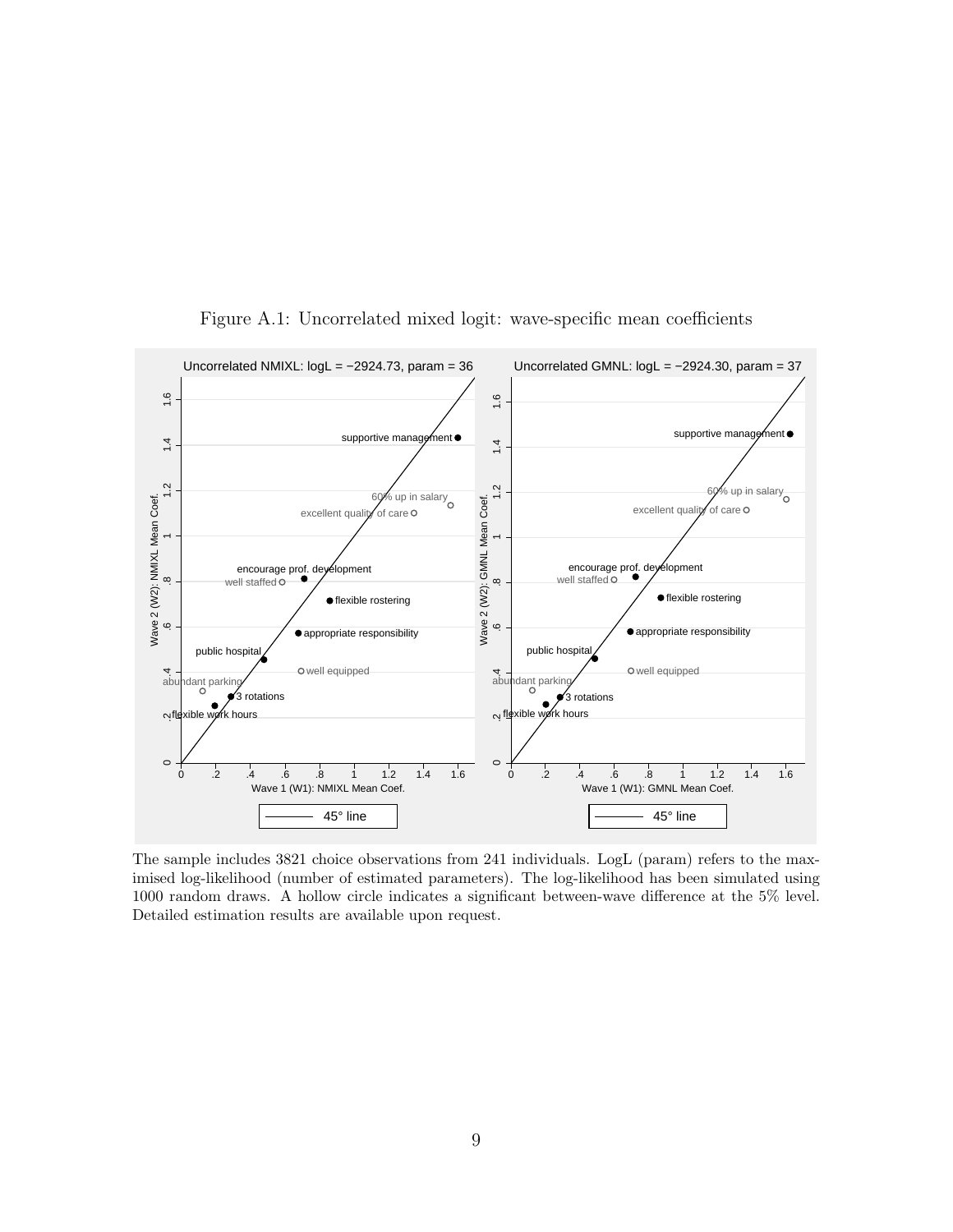Figure A.1: Uncorrelated mixed logit: wave-specific mean coefficients

The sample includes 3821 choice observations from 241 individuals. LogL (param) refers to the maximised log-likelihood (number of estimated parameters). The log-likelihood has been simulated using 1000 random draws. A hollow circle indicates a significant between-wave difference at the 5% level. Detailed estimation results are available upon request.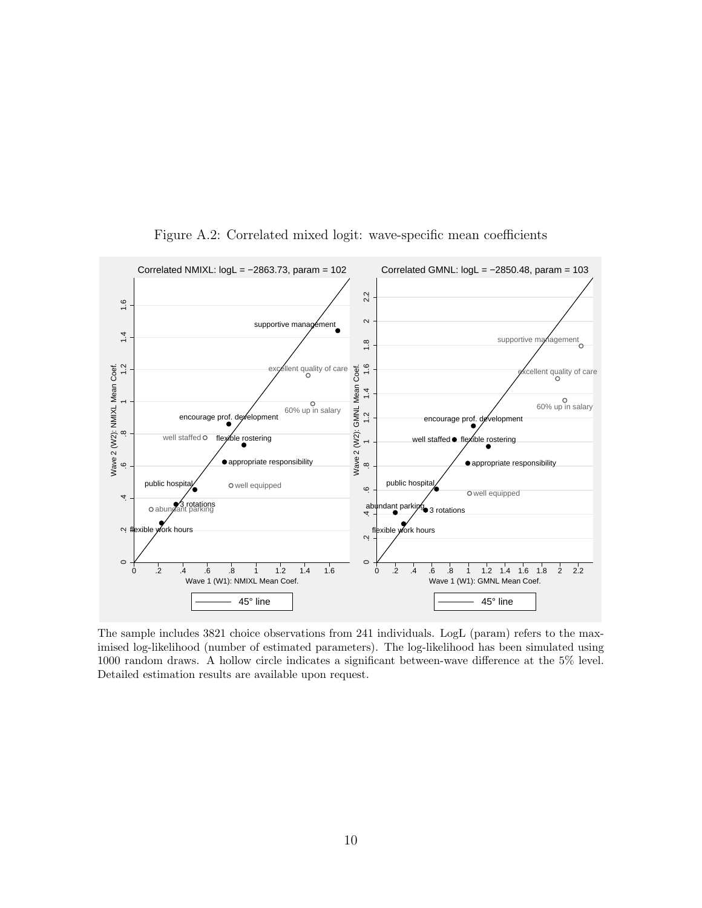Figure A.2: Correlated mixed logit: wave-specific mean coefficients

The sample includes 3821 choice observations from 241 individuals. LogL (param) refers to the maximised log-likelihood (number of estimated parameters). The log-likelihood has been simulated using 1000 random draws. A hollow circle indicates a significant between-wave difference at the 5% level. Detailed estimation results are available upon request.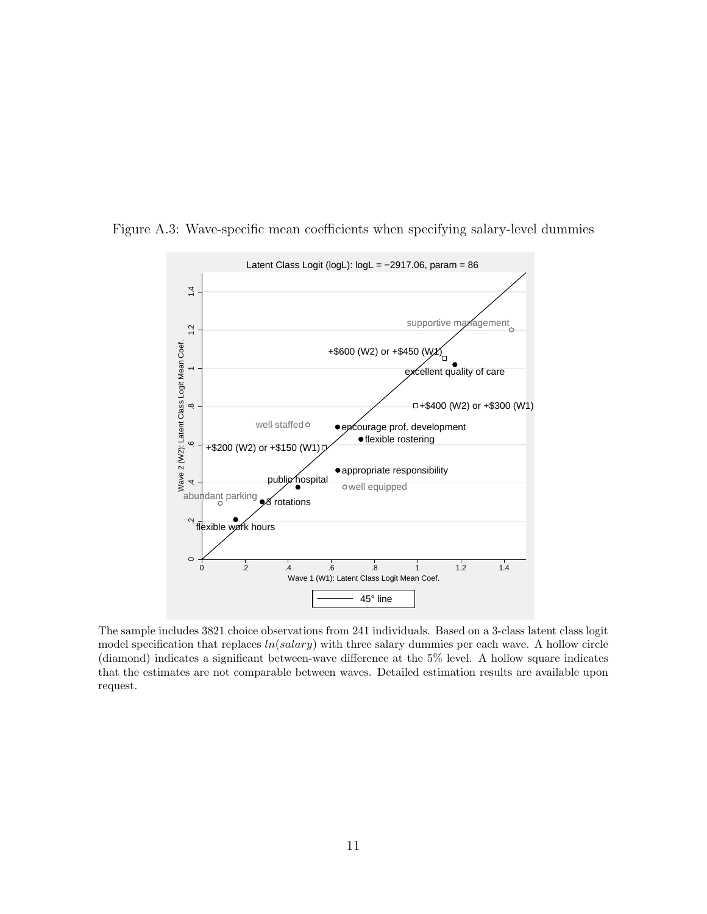Figure A.3: Wave-specific mean coefficients when specifying salary-level dummies

The sample includes 3821 choice observations from 241 individuals. Based on a 3-class latent class logit model specification that replaces $ln(salary)$ with three salary dummies per each wave. A hollow circle (diamond) indicates a significant between-wave difference at the 5% level. A hollow square indicates that the estimates are not comparable between waves. Detailed estimation results are available upon request.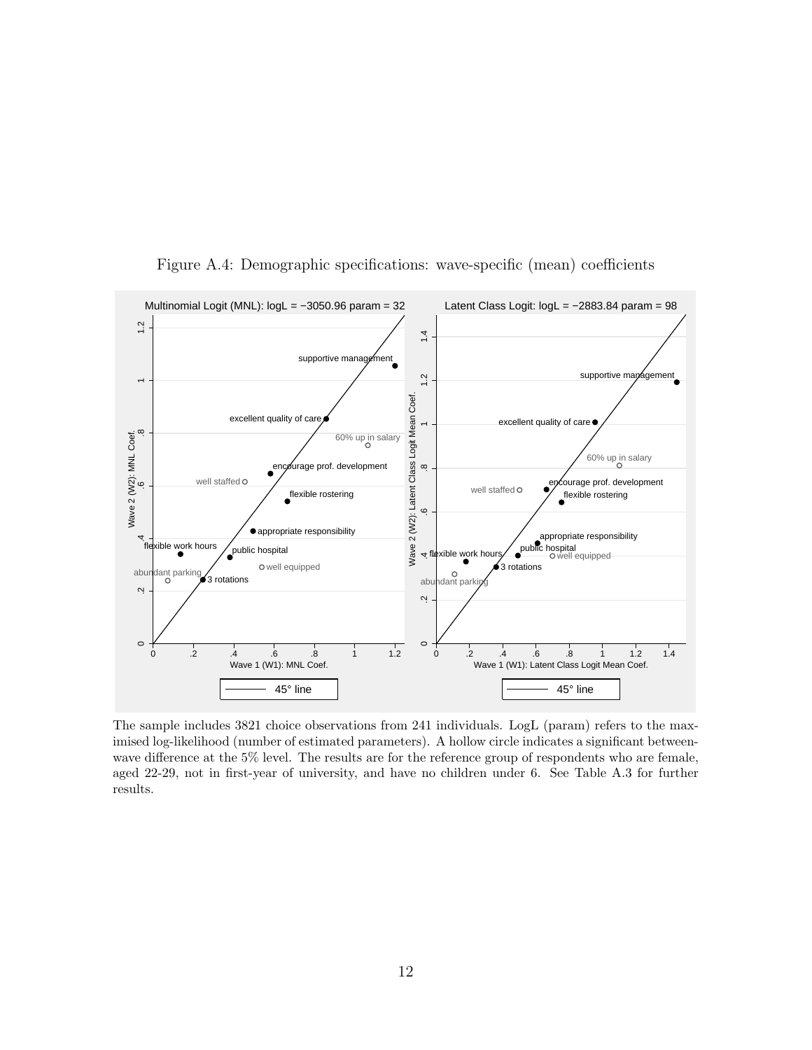Figure A.4: Demographic specifications: wave-specific (mean) coefficients

The sample includes 3821 choice observations from 241 individuals. LogL (param) refers to the maximised log-likelihood (number of estimated parameters). A hollow circle indicates a significant between-wave difference at the 5% level. The results are for the reference group of respondents who are female, aged 22-29, not in first-year of university, and have no children under 6. See Table A.3 for further results.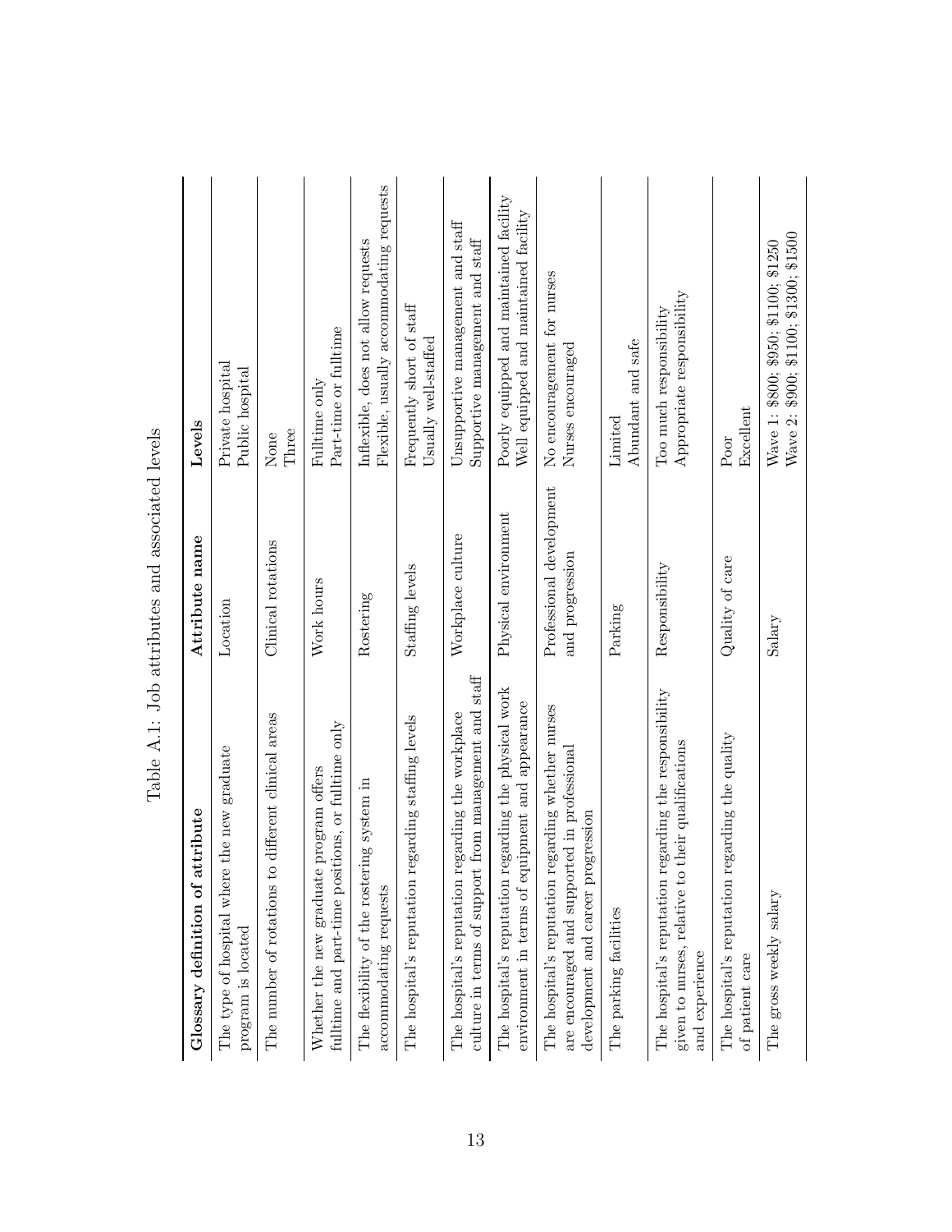Table A.1: Job attributes and associated levels

| Glossary definition of attribute | Attribute name | Levels |
|---|---|---|
| The type of hospital where the new graduate program is located | Location | Private hospital<br>Public hospital |
| The number of rotations to different clinical areas | Clinical rotations | None<br>Three |
| Whether the new graduate program offers fulltime and part-time positions, or fulltime only | Work hours | Fulltime only<br>Part-time or fulltime |
| The flexibility of the rostering system in accommodating requests | Rostering | Inflexible, does not allow requests<br>Flexible, usually accommodating requests |
| The hospital's reputation regarding staffing levels | Staffing levels | Frequently short of staff<br>Usually well-staffed |
| The hospital's reputation regarding the workplace culture in terms of support from management and staff | Workplace culture | Unsupportive management and staff<br>Supportive management and staff |
| The hospital's reputation regarding the physical work environment in terms of equipment and appearance | Physical environment | Poorly equipped and maintained facility<br>Well equipped and maintained facility |
| The hospital's reputation regarding whether nurses are encouraged and supported in professional development and career progression | Professional development and progression | No encouragement for nurses<br>Nurses encouraged |
| The parking facilities | Parking | Limited<br>Abundant and safe |
| The hospital's reputation regarding the responsibility given to nurses, relative to their qualifications and experience | Responsibility | Too much responsibility<br>Appropriate responsibility |
| The hospital's reputation regarding the quality of patient care | Quality of care | Poor<br>Excellent |
| The gross weekly salary | Salary | Wave 1: \$800; \$950; \$1100; \$1250<br>Wave 2: \$900; \$1100; \$1300; \$1500 |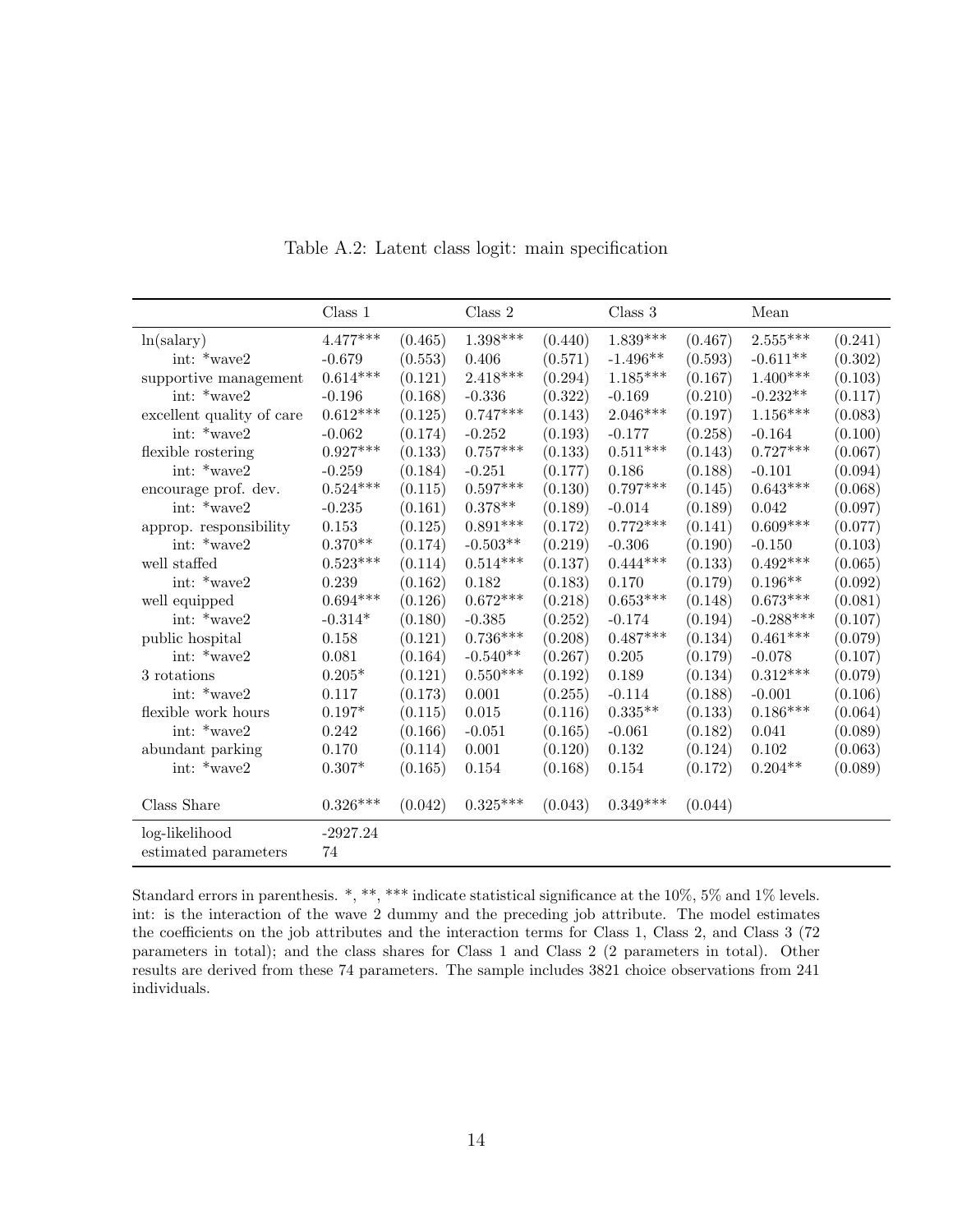Table A.2: Latent class logit: main specification

| | Class 1 | | Class 2 | | Class 3 | | Mean | |
|---|---|---|---|---|---|---|---|---|
| ln(salary) | 4.477*** | (0.465) | 1.398*** | (0.440) | 1.839*** | (0.467) | 2.555*** | (0.241) |
| int: *wave2 | -0.679 | (0.553) | 0.406 | (0.571) | -1.496** | (0.593) | -0.611** | (0.302) |
| supportive management | 0.614*** | (0.121) | 2.418*** | (0.294) | 1.185*** | (0.167) | 1.400*** | (0.103) |
| int: *wave2 | -0.196 | (0.168) | -0.336 | (0.322) | -0.169 | (0.210) | -0.232** | (0.117) |
| excellent quality of care | 0.612*** | (0.125) | 0.747*** | (0.143) | 2.046*** | (0.197) | 1.156*** | (0.083) |
| int: *wave2 | -0.062 | (0.174) | -0.252 | (0.193) | -0.177 | (0.258) | -0.164 | (0.100) |
| flexible rostering | 0.927*** | (0.133) | 0.757*** | (0.133) | 0.511*** | (0.143) | 0.727*** | (0.067) |
| int: *wave2 | -0.259 | (0.184) | -0.251 | (0.177) | 0.186 | (0.188) | -0.101 | (0.094) |
| encourage prof. dev. | 0.524*** | (0.115) | 0.597*** | (0.130) | 0.797*** | (0.145) | 0.643*** | (0.068) |
| int: *wave2 | -0.235 | (0.161) | 0.378** | (0.189) | -0.014 | (0.189) | 0.042 | (0.097) |
| approp. responsibility | 0.153 | (0.125) | 0.891*** | (0.172) | 0.772*** | (0.141) | 0.609*** | (0.077) |
| int: *wave2 | 0.370** | (0.174) | -0.503** | (0.219) | -0.306 | (0.190) | -0.150 | (0.103) |
| well staffed | 0.523*** | (0.114) | 0.514*** | (0.137) | 0.444*** | (0.133) | 0.492*** | (0.065) |
| int: *wave2 | 0.239 | (0.162) | 0.182 | (0.183) | 0.170 | (0.179) | 0.196** | (0.092) |
| well equipped | 0.694*** | (0.126) | 0.672*** | (0.218) | 0.653*** | (0.148) | 0.673*** | (0.081) |
| int: *wave2 | -0.314* | (0.180) | -0.385 | (0.252) | -0.174 | (0.194) | -0.288*** | (0.107) |
| public hospital | 0.158 | (0.121) | 0.736*** | (0.208) | 0.487*** | (0.134) | 0.461*** | (0.079) |
| int: *wave2 | 0.081 | (0.164) | -0.540** | (0.267) | 0.205 | (0.179) | -0.078 | (0.107) |
| 3 rotations | 0.205* | (0.121) | 0.550*** | (0.192) | 0.189 | (0.134) | 0.312*** | (0.079) |
| int: *wave2 | 0.117 | (0.173) | 0.001 | (0.255) | -0.114 | (0.188) | -0.001 | (0.106) |
| flexible work hours | 0.197* | (0.115) | 0.015 | (0.116) | 0.335** | (0.133) | 0.186*** | (0.064) |
| int: *wave2 | 0.242 | (0.166) | -0.051 | (0.165) | -0.061 | (0.182) | 0.041 | (0.089) |
| abundant parking | 0.170 | (0.114) | 0.001 | (0.120) | 0.132 | (0.124) | 0.102 | (0.063) |
| int: *wave2 | 0.307* | (0.165) | 0.154 | (0.168) | 0.154 | (0.172) | 0.204** | (0.089) |
| Class Share | 0.326*** | (0.042) | 0.325*** | (0.043) | 0.349*** | (0.044) | | |
| log-likelihood | -2927.24 | | | | | | | |
| estimated parameters | 74 | | | | | | | |

Standard errors in parenthesis. *, **, *** indicate statistical significance at the 10%, 5% and 1% levels. int: is the interaction of the wave 2 dummy and the preceding job attribute. The model estimates the coefficients on the job attributes and the interaction terms for Class 1, Class 2, and Class 3 (72 parameters in total); and the class shares for Class 1 and Class 2 (2 parameters in total). Other results are derived from these 74 parameters. The sample includes 3821 choice observations from 241 individuals.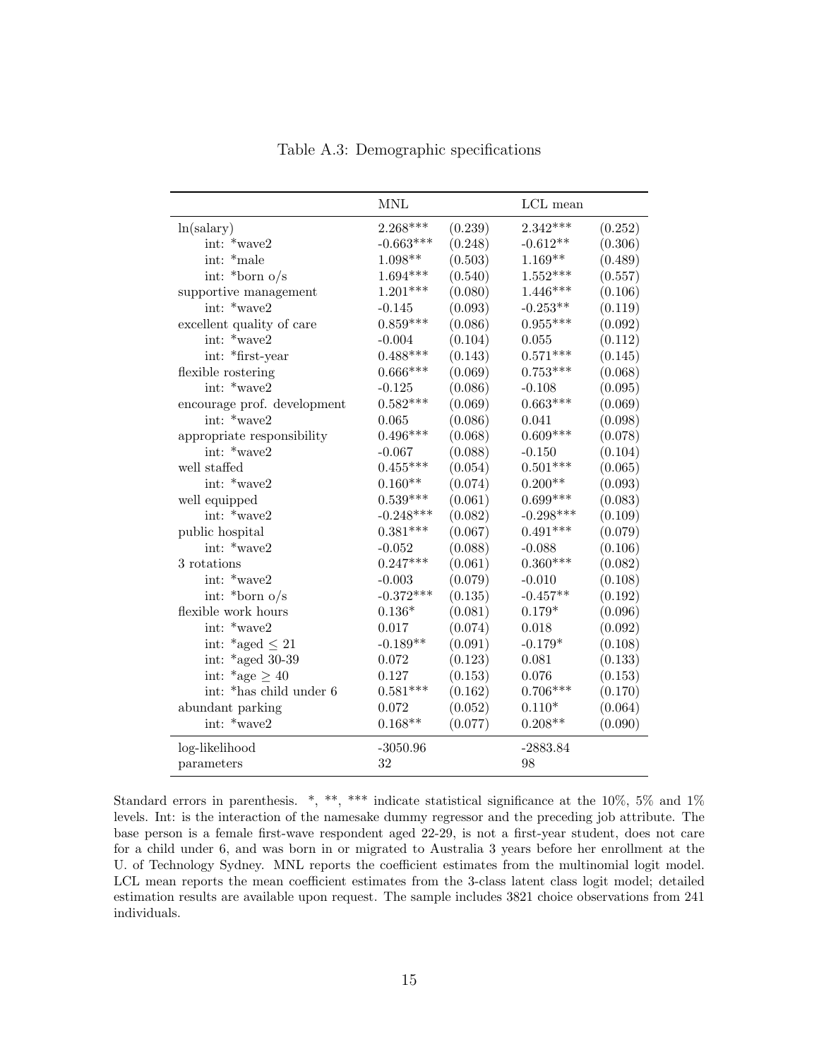Table A.3: Demographic specifications

| | MNL | | LCL mean | |
|---|---|---|---|---|
| ln(salary) | 2.268*** | (0.239) | 2.342*** | (0.252) |
| int: *wave2 | -0.663*** | (0.248) | -0.612** | (0.306) |
| int: *male | 1.098** | (0.503) | 1.169** | (0.489) |
| int: *born o/s | 1.694*** | (0.540) | 1.552*** | (0.557) |
| supportive management | 1.201*** | (0.080) | 1.446*** | (0.106) |
| int: *wave2 | -0.145 | (0.093) | -0.253** | (0.119) |
| excellent quality of care | 0.859*** | (0.086) | 0.955*** | (0.092) |
| int: *wave2 | -0.004 | (0.104) | 0.055 | (0.112) |
| int: *first-year | 0.488*** | (0.143) | 0.571*** | (0.145) |
| flexible rostering | 0.666*** | (0.069) | 0.753*** | (0.068) |
| int: *wave2 | -0.125 | (0.086) | -0.108 | (0.095) |
| encourage prof. development | 0.582*** | (0.069) | 0.663*** | (0.069) |
| int: *wave2 | 0.065 | (0.086) | 0.041 | (0.098) |
| appropriate responsibility | 0.496*** | (0.068) | 0.609*** | (0.078) |
| int: *wave2 | -0.067 | (0.088) | -0.150 | (0.104) |
| well staffed | 0.455*** | (0.054) | 0.501*** | (0.065) |
| int: *wave2 | 0.160** | (0.074) | 0.200** | (0.093) |
| well equipped | 0.539*** | (0.061) | 0.699*** | (0.083) |
| int: *wave2 | -0.248*** | (0.082) | -0.298*** | (0.109) |
| public hospital | 0.381*** | (0.067) | 0.491*** | (0.079) |
| int: *wave2 | -0.052 | (0.088) | -0.088 | (0.106) |
| 3 rotations | 0.247*** | (0.061) | 0.360*** | (0.082) |
| int: *wave2 | -0.003 | (0.079) | -0.010 | (0.108) |
| int: *born o/s | -0.372*** | (0.135) | -0.457** | (0.192) |
| flexible work hours | 0.136* | (0.081) | 0.179* | (0.096) |
| int: *wave2 | 0.017 | (0.074) | 0.018 | (0.092) |
| int: *aged $\leq$ 21 | -0.189** | (0.091) | -0.179* | (0.108) |
| int: *aged 30-39 | 0.072 | (0.123) | 0.081 | (0.133) |
| int: *age $\geq$ 40 | 0.127 | (0.153) | 0.076 | (0.153) |
| int: *has child under 6 | 0.581*** | (0.162) | 0.706*** | (0.170) |
| abundant parking | 0.072 | (0.052) | 0.110* | (0.064) |
| int: *wave2 | 0.168** | (0.077) | 0.208** | (0.090) |
| log-likelihood | -3050.96 | | -2883.84 | |
| parameters | 32 | | 98 | |

Standard errors in parenthesis. *, **, *** indicate statistical significance at the 10%, 5% and 1% levels. Int: is the interaction of the namesake dummy regressor and the preceding job attribute. The base person is a female first-wave respondent aged 22-29, is not a first-year student, does not care for a child under 6, and was born in or migrated to Australia 3 years before her enrollment at the U. of Technology Sydney. MNL reports the coefficient estimates from the multinomial logit model. LCL mean reports the mean coefficient estimates from the 3-class latent class logit model; detailed estimation results are available upon request. The sample includes 3821 choice observations from 241 individuals.